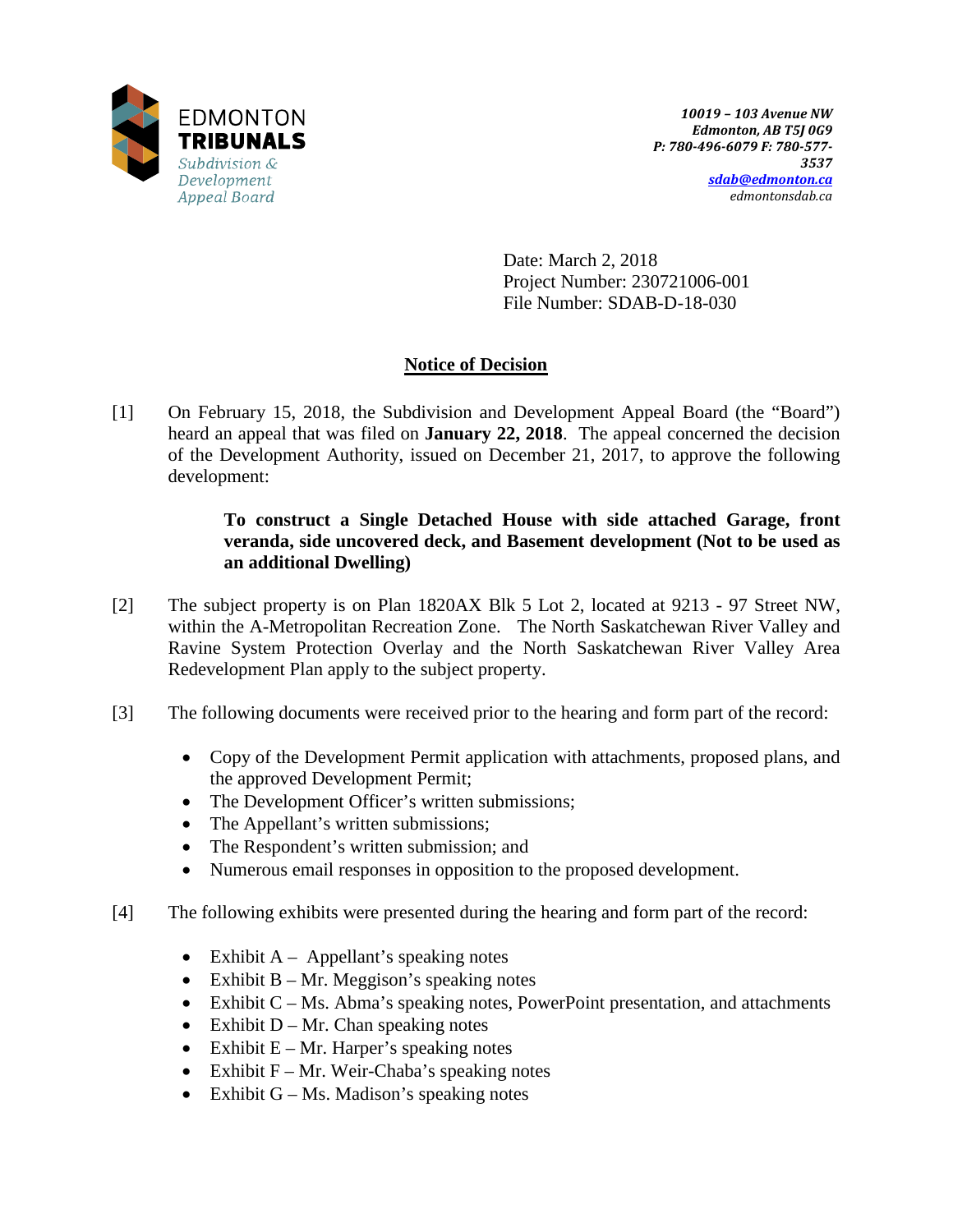EDMONTON
**TRIBUNALS**
*Subdivision & Development Appeal Board*

***10019 – 103 Avenue NW***
***Edmonton, AB T5J 0G9***
***P: 780-496-6079 F: 780-577-3537***
***sdab@edmonton.ca***
*edmontonsdab.ca*

Date: March 2, 2018
Project Number: 230721006-001
File Number: SDAB-D-18-030

## Notice of Decision

[1] On February 15, 2018, the Subdivision and Development Appeal Board (the "Board") heard an appeal that was filed on **January 22, 2018**. The appeal concerned the decision of the Development Authority, issued on December 21, 2017, to approve the following development:

> **To construct a Single Detached House with side attached Garage, front veranda, side uncovered deck, and Basement development (Not to be used as an additional Dwelling)**

[2] The subject property is on Plan 1820AX Blk 5 Lot 2, located at 9213 - 97 Street NW, within the A-Metropolitan Recreation Zone. The North Saskatchewan River Valley and Ravine System Protection Overlay and the North Saskatchewan River Valley Area Redevelopment Plan apply to the subject property.

[3] The following documents were received prior to the hearing and form part of the record:

- Copy of the Development Permit application with attachments, proposed plans, and the approved Development Permit;
- The Development Officer's written submissions;
- The Appellant's written submissions;
- The Respondent's written submission; and
- Numerous email responses in opposition to the proposed development.

[4] The following exhibits were presented during the hearing and form part of the record:

- Exhibit A – Appellant's speaking notes
- Exhibit B – Mr. Meggison's speaking notes
- Exhibit C – Ms. Abma's speaking notes, PowerPoint presentation, and attachments
- Exhibit D – Mr. Chan speaking notes
- Exhibit E – Mr. Harper's speaking notes
- Exhibit F – Mr. Weir-Chaba's speaking notes
- Exhibit G – Ms. Madison's speaking notes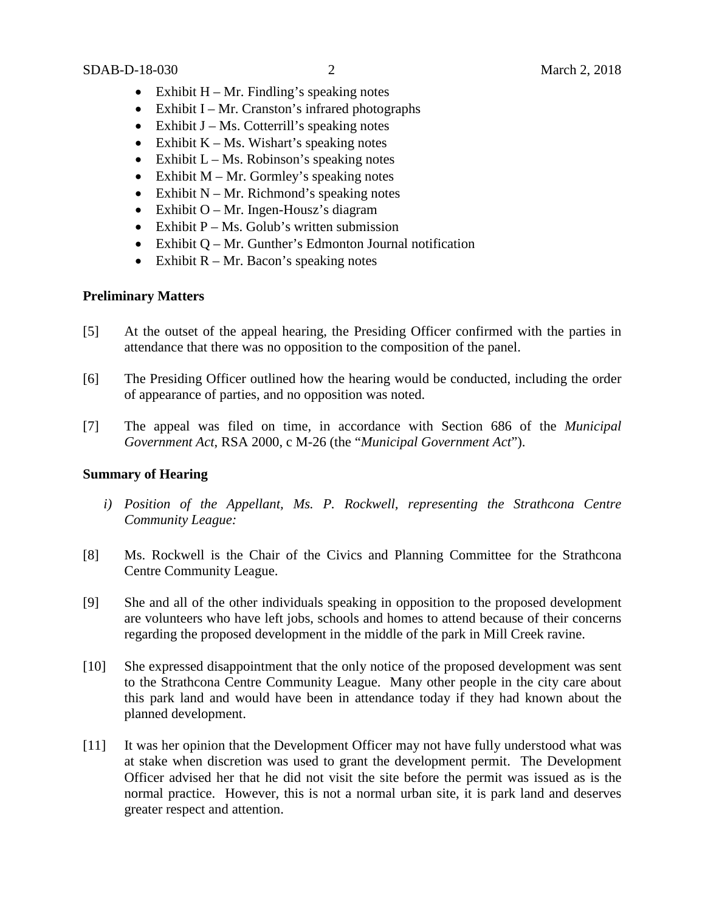- Exhibit H – Mr. Findling's speaking notes
- Exhibit I – Mr. Cranston's infrared photographs
- Exhibit J – Ms. Cotterrill's speaking notes
- Exhibit K – Ms. Wishart's speaking notes
- Exhibit L – Ms. Robinson's speaking notes
- Exhibit M – Mr. Gormley's speaking notes
- Exhibit N – Mr. Richmond's speaking notes
- Exhibit O – Mr. Ingen-Housz's diagram
- Exhibit P – Ms. Golub's written submission
- Exhibit Q – Mr. Gunther's Edmonton Journal notification
- Exhibit R – Mr. Bacon's speaking notes

**Preliminary Matters**

[5] At the outset of the appeal hearing, the Presiding Officer confirmed with the parties in attendance that there was no opposition to the composition of the panel.

[6] The Presiding Officer outlined how the hearing would be conducted, including the order of appearance of parties, and no opposition was noted.

[7] The appeal was filed on time, in accordance with Section 686 of the *Municipal Government Act*, RSA 2000, c M-26 (the "*Municipal Government Act*").

**Summary of Hearing**

*i) Position of the Appellant, Ms. P. Rockwell, representing the Strathcona Centre Community League:*

[8] Ms. Rockwell is the Chair of the Civics and Planning Committee for the Strathcona Centre Community League.

[9] She and all of the other individuals speaking in opposition to the proposed development are volunteers who have left jobs, schools and homes to attend because of their concerns regarding the proposed development in the middle of the park in Mill Creek ravine.

[10] She expressed disappointment that the only notice of the proposed development was sent to the Strathcona Centre Community League. Many other people in the city care about this park land and would have been in attendance today if they had known about the planned development.

[11] It was her opinion that the Development Officer may not have fully understood what was at stake when discretion was used to grant the development permit. The Development Officer advised her that he did not visit the site before the permit was issued as is the normal practice. However, this is not a normal urban site, it is park land and deserves greater respect and attention.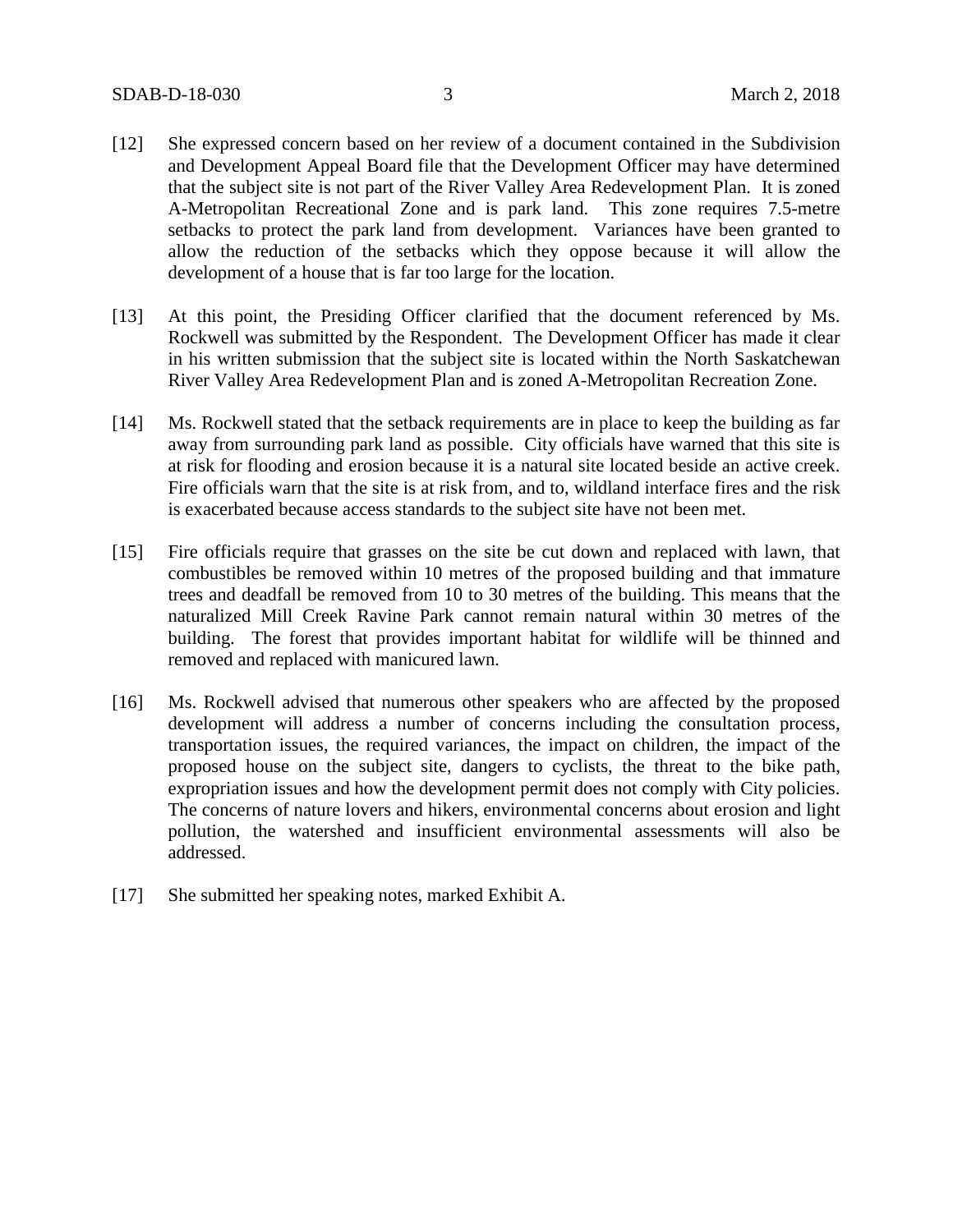[12] She expressed concern based on her review of a document contained in the Subdivision and Development Appeal Board file that the Development Officer may have determined that the subject site is not part of the River Valley Area Redevelopment Plan. It is zoned A-Metropolitan Recreational Zone and is park land. This zone requires 7.5-metre setbacks to protect the park land from development. Variances have been granted to allow the reduction of the setbacks which they oppose because it will allow the development of a house that is far too large for the location.

[13] At this point, the Presiding Officer clarified that the document referenced by Ms. Rockwell was submitted by the Respondent. The Development Officer has made it clear in his written submission that the subject site is located within the North Saskatchewan River Valley Area Redevelopment Plan and is zoned A-Metropolitan Recreation Zone.

[14] Ms. Rockwell stated that the setback requirements are in place to keep the building as far away from surrounding park land as possible. City officials have warned that this site is at risk for flooding and erosion because it is a natural site located beside an active creek. Fire officials warn that the site is at risk from, and to, wildland interface fires and the risk is exacerbated because access standards to the subject site have not been met.

[15] Fire officials require that grasses on the site be cut down and replaced with lawn, that combustibles be removed within 10 metres of the proposed building and that immature trees and deadfall be removed from 10 to 30 metres of the building. This means that the naturalized Mill Creek Ravine Park cannot remain natural within 30 metres of the building. The forest that provides important habitat for wildlife will be thinned and removed and replaced with manicured lawn.

[16] Ms. Rockwell advised that numerous other speakers who are affected by the proposed development will address a number of concerns including the consultation process, transportation issues, the required variances, the impact on children, the impact of the proposed house on the subject site, dangers to cyclists, the threat to the bike path, expropriation issues and how the development permit does not comply with City policies. The concerns of nature lovers and hikers, environmental concerns about erosion and light pollution, the watershed and insufficient environmental assessments will also be addressed.

[17] She submitted her speaking notes, marked Exhibit A.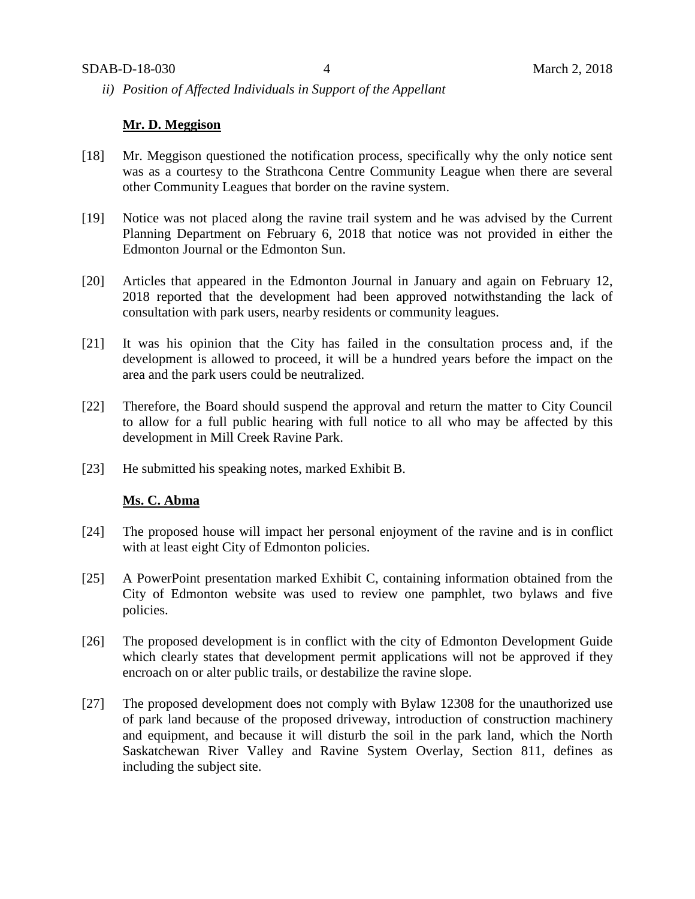*ii) Position of Affected Individuals in Support of the Appellant*

**Mr. D. Meggison**

[18] Mr. Meggison questioned the notification process, specifically why the only notice sent was as a courtesy to the Strathcona Centre Community League when there are several other Community Leagues that border on the ravine system.

[19] Notice was not placed along the ravine trail system and he was advised by the Current Planning Department on February 6, 2018 that notice was not provided in either the Edmonton Journal or the Edmonton Sun.

[20] Articles that appeared in the Edmonton Journal in January and again on February 12, 2018 reported that the development had been approved notwithstanding the lack of consultation with park users, nearby residents or community leagues.

[21] It was his opinion that the City has failed in the consultation process and, if the development is allowed to proceed, it will be a hundred years before the impact on the area and the park users could be neutralized.

[22] Therefore, the Board should suspend the approval and return the matter to City Council to allow for a full public hearing with full notice to all who may be affected by this development in Mill Creek Ravine Park.

[23] He submitted his speaking notes, marked Exhibit B.

**Ms. C. Abma**

[24] The proposed house will impact her personal enjoyment of the ravine and is in conflict with at least eight City of Edmonton policies.

[25] A PowerPoint presentation marked Exhibit C, containing information obtained from the City of Edmonton website was used to review one pamphlet, two bylaws and five policies.

[26] The proposed development is in conflict with the city of Edmonton Development Guide which clearly states that development permit applications will not be approved if they encroach on or alter public trails, or destabilize the ravine slope.

[27] The proposed development does not comply with Bylaw 12308 for the unauthorized use of park land because of the proposed driveway, introduction of construction machinery and equipment, and because it will disturb the soil in the park land, which the North Saskatchewan River Valley and Ravine System Overlay, Section 811, defines as including the subject site.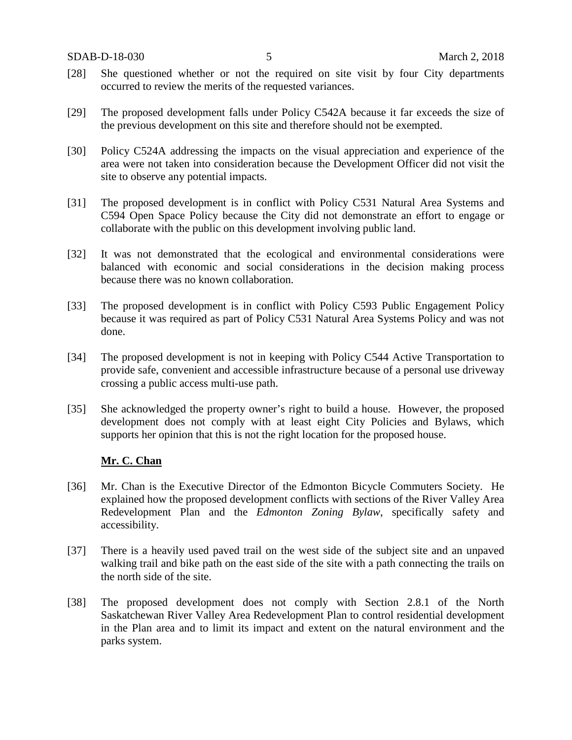[28] She questioned whether or not the required on site visit by four City departments occurred to review the merits of the requested variances.

[29] The proposed development falls under Policy C542A because it far exceeds the size of the previous development on this site and therefore should not be exempted.

[30] Policy C524A addressing the impacts on the visual appreciation and experience of the area were not taken into consideration because the Development Officer did not visit the site to observe any potential impacts.

[31] The proposed development is in conflict with Policy C531 Natural Area Systems and C594 Open Space Policy because the City did not demonstrate an effort to engage or collaborate with the public on this development involving public land.

[32] It was not demonstrated that the ecological and environmental considerations were balanced with economic and social considerations in the decision making process because there was no known collaboration.

[33] The proposed development is in conflict with Policy C593 Public Engagement Policy because it was required as part of Policy C531 Natural Area Systems Policy and was not done.

[34] The proposed development is not in keeping with Policy C544 Active Transportation to provide safe, convenient and accessible infrastructure because of a personal use driveway crossing a public access multi-use path.

[35] She acknowledged the property owner's right to build a house. However, the proposed development does not comply with at least eight City Policies and Bylaws, which supports her opinion that this is not the right location for the proposed house.

**Mr. C. Chan**

[36] Mr. Chan is the Executive Director of the Edmonton Bicycle Commuters Society. He explained how the proposed development conflicts with sections of the River Valley Area Redevelopment Plan and the *Edmonton Zoning Bylaw*, specifically safety and accessibility.

[37] There is a heavily used paved trail on the west side of the subject site and an unpaved walking trail and bike path on the east side of the site with a path connecting the trails on the north side of the site.

[38] The proposed development does not comply with Section 2.8.1 of the North Saskatchewan River Valley Area Redevelopment Plan to control residential development in the Plan area and to limit its impact and extent on the natural environment and the parks system.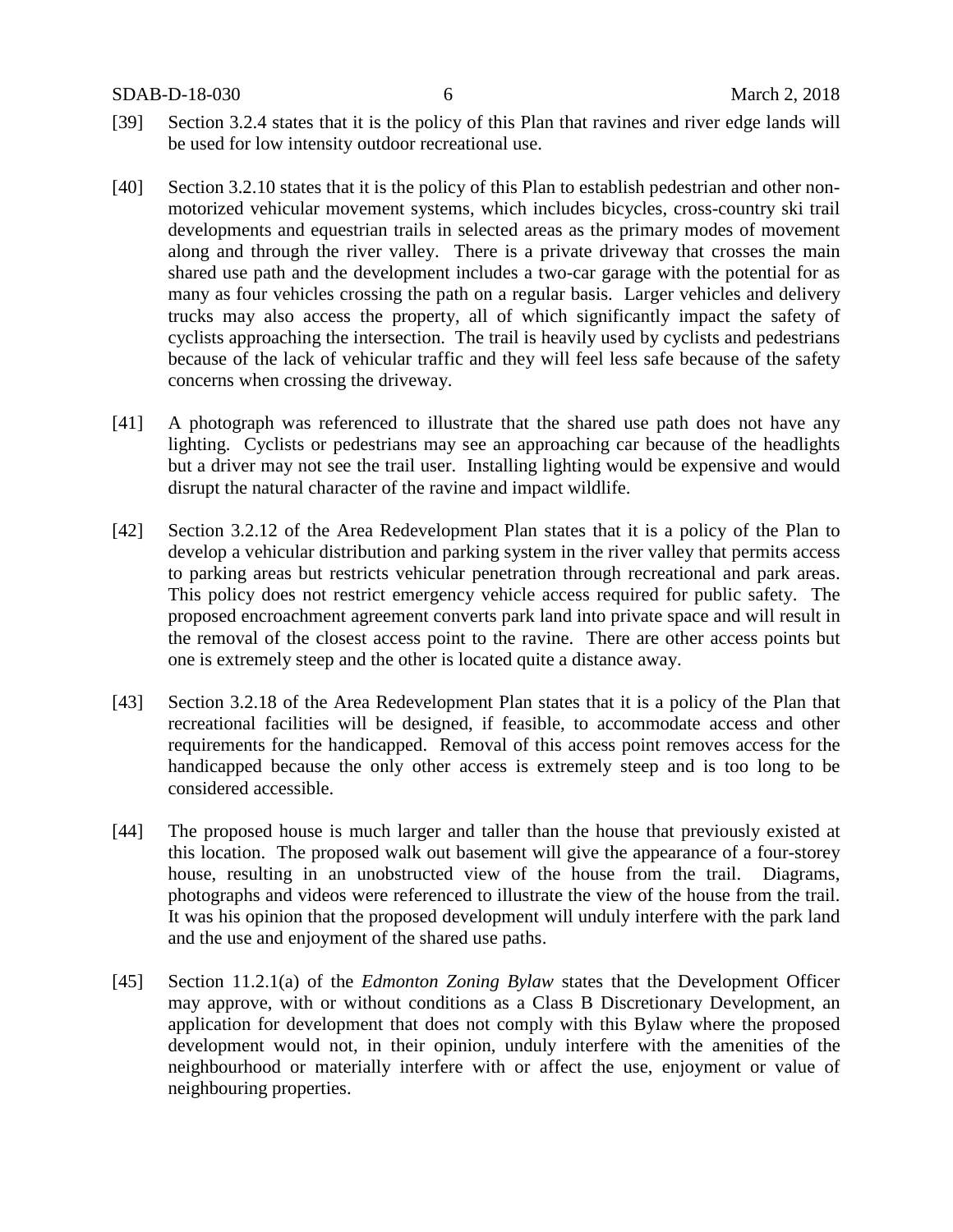[39] Section 3.2.4 states that it is the policy of this Plan that ravines and river edge lands will be used for low intensity outdoor recreational use.

[40] Section 3.2.10 states that it is the policy of this Plan to establish pedestrian and other non-motorized vehicular movement systems, which includes bicycles, cross-country ski trail developments and equestrian trails in selected areas as the primary modes of movement along and through the river valley. There is a private driveway that crosses the main shared use path and the development includes a two-car garage with the potential for as many as four vehicles crossing the path on a regular basis. Larger vehicles and delivery trucks may also access the property, all of which significantly impact the safety of cyclists approaching the intersection. The trail is heavily used by cyclists and pedestrians because of the lack of vehicular traffic and they will feel less safe because of the safety concerns when crossing the driveway.

[41] A photograph was referenced to illustrate that the shared use path does not have any lighting. Cyclists or pedestrians may see an approaching car because of the headlights but a driver may not see the trail user. Installing lighting would be expensive and would disrupt the natural character of the ravine and impact wildlife.

[42] Section 3.2.12 of the Area Redevelopment Plan states that it is a policy of the Plan to develop a vehicular distribution and parking system in the river valley that permits access to parking areas but restricts vehicular penetration through recreational and park areas. This policy does not restrict emergency vehicle access required for public safety. The proposed encroachment agreement converts park land into private space and will result in the removal of the closest access point to the ravine. There are other access points but one is extremely steep and the other is located quite a distance away.

[43] Section 3.2.18 of the Area Redevelopment Plan states that it is a policy of the Plan that recreational facilities will be designed, if feasible, to accommodate access and other requirements for the handicapped. Removal of this access point removes access for the handicapped because the only other access is extremely steep and is too long to be considered accessible.

[44] The proposed house is much larger and taller than the house that previously existed at this location. The proposed walk out basement will give the appearance of a four-storey house, resulting in an unobstructed view of the house from the trail. Diagrams, photographs and videos were referenced to illustrate the view of the house from the trail. It was his opinion that the proposed development will unduly interfere with the park land and the use and enjoyment of the shared use paths.

[45] Section 11.2.1(a) of the *Edmonton Zoning Bylaw* states that the Development Officer may approve, with or without conditions as a Class B Discretionary Development, an application for development that does not comply with this Bylaw where the proposed development would not, in their opinion, unduly interfere with the amenities of the neighbourhood or materially interfere with or affect the use, enjoyment or value of neighbouring properties.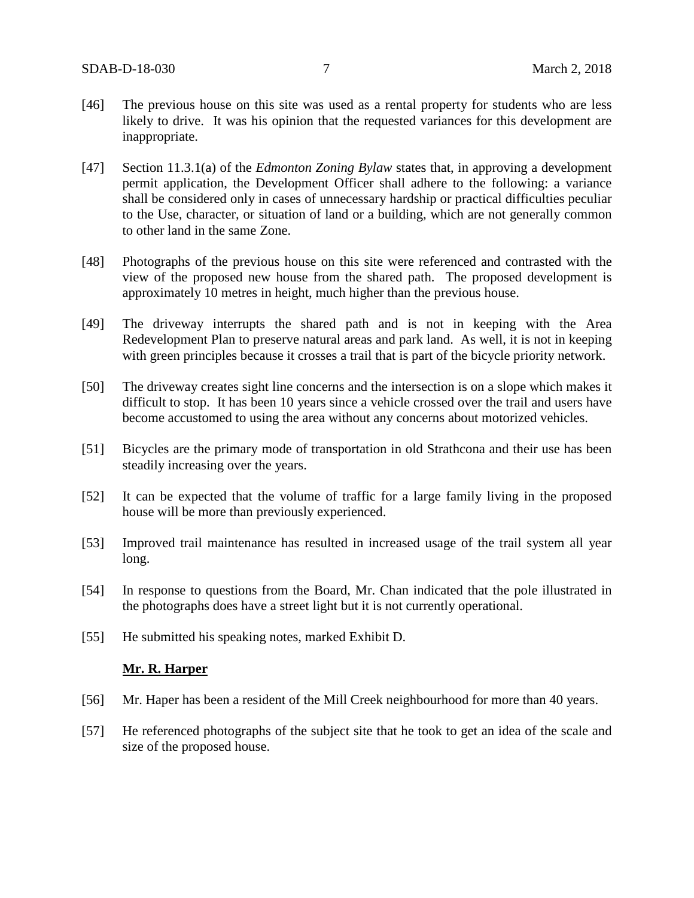[46] The previous house on this site was used as a rental property for students who are less likely to drive. It was his opinion that the requested variances for this development are inappropriate.

[47] Section 11.3.1(a) of the *Edmonton Zoning Bylaw* states that, in approving a development permit application, the Development Officer shall adhere to the following: a variance shall be considered only in cases of unnecessary hardship or practical difficulties peculiar to the Use, character, or situation of land or a building, which are not generally common to other land in the same Zone.

[48] Photographs of the previous house on this site were referenced and contrasted with the view of the proposed new house from the shared path. The proposed development is approximately 10 metres in height, much higher than the previous house.

[49] The driveway interrupts the shared path and is not in keeping with the Area Redevelopment Plan to preserve natural areas and park land. As well, it is not in keeping with green principles because it crosses a trail that is part of the bicycle priority network.

[50] The driveway creates sight line concerns and the intersection is on a slope which makes it difficult to stop. It has been 10 years since a vehicle crossed over the trail and users have become accustomed to using the area without any concerns about motorized vehicles.

[51] Bicycles are the primary mode of transportation in old Strathcona and their use has been steadily increasing over the years.

[52] It can be expected that the volume of traffic for a large family living in the proposed house will be more than previously experienced.

[53] Improved trail maintenance has resulted in increased usage of the trail system all year long.

[54] In response to questions from the Board, Mr. Chan indicated that the pole illustrated in the photographs does have a street light but it is not currently operational.

[55] He submitted his speaking notes, marked Exhibit D.

**Mr. R. Harper**

[56] Mr. Haper has been a resident of the Mill Creek neighbourhood for more than 40 years.

[57] He referenced photographs of the subject site that he took to get an idea of the scale and size of the proposed house.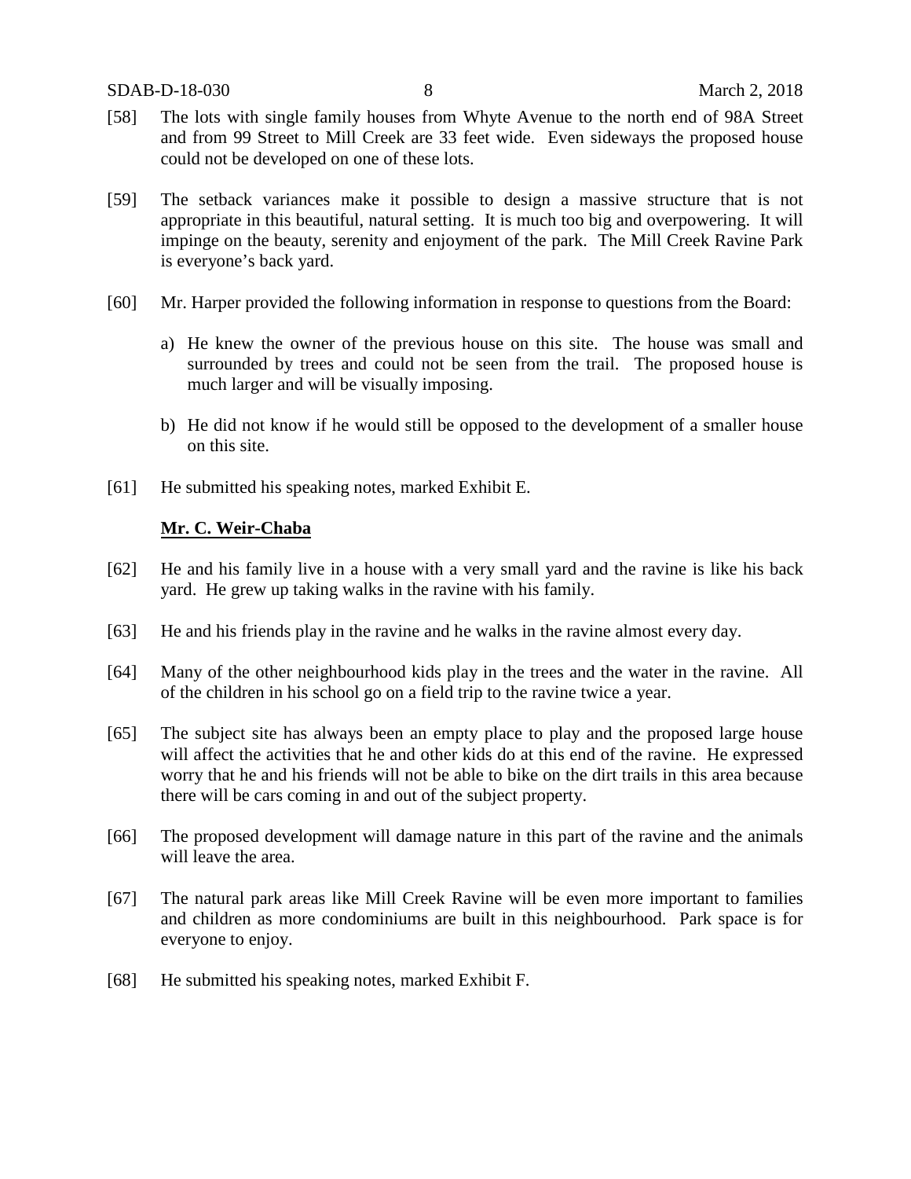[58] The lots with single family houses from Whyte Avenue to the north end of 98A Street and from 99 Street to Mill Creek are 33 feet wide. Even sideways the proposed house could not be developed on one of these lots.

[59] The setback variances make it possible to design a massive structure that is not appropriate in this beautiful, natural setting. It is much too big and overpowering. It will impinge on the beauty, serenity and enjoyment of the park. The Mill Creek Ravine Park is everyone's back yard.

[60] Mr. Harper provided the following information in response to questions from the Board:

a) He knew the owner of the previous house on this site. The house was small and surrounded by trees and could not be seen from the trail. The proposed house is much larger and will be visually imposing.

b) He did not know if he would still be opposed to the development of a smaller house on this site.

[61] He submitted his speaking notes, marked Exhibit E.

**Mr. C. Weir-Chaba**

[62] He and his family live in a house with a very small yard and the ravine is like his back yard. He grew up taking walks in the ravine with his family.

[63] He and his friends play in the ravine and he walks in the ravine almost every day.

[64] Many of the other neighbourhood kids play in the trees and the water in the ravine. All of the children in his school go on a field trip to the ravine twice a year.

[65] The subject site has always been an empty place to play and the proposed large house will affect the activities that he and other kids do at this end of the ravine. He expressed worry that he and his friends will not be able to bike on the dirt trails in this area because there will be cars coming in and out of the subject property.

[66] The proposed development will damage nature in this part of the ravine and the animals will leave the area.

[67] The natural park areas like Mill Creek Ravine will be even more important to families and children as more condominiums are built in this neighbourhood. Park space is for everyone to enjoy.

[68] He submitted his speaking notes, marked Exhibit F.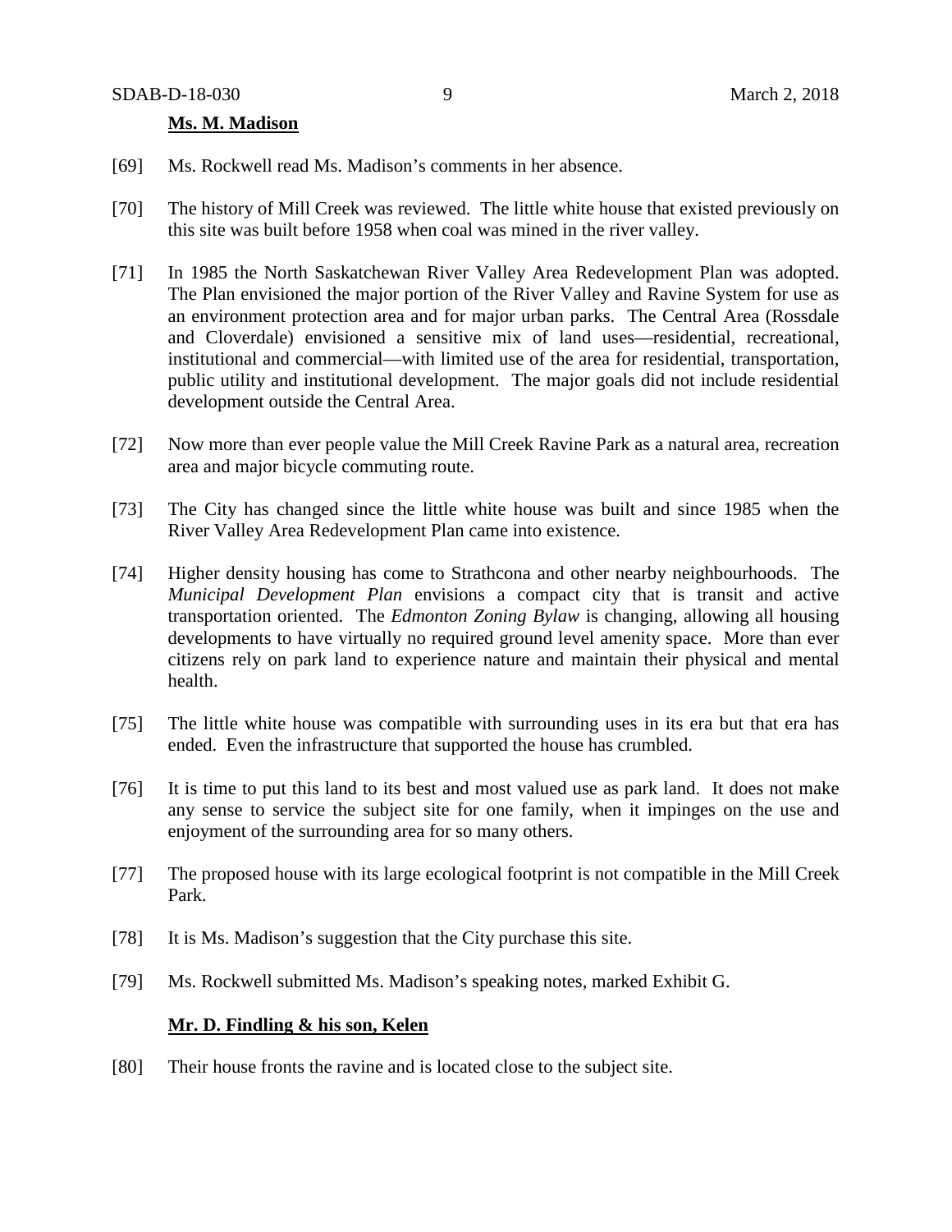**Ms. M. Madison**

[69] Ms. Rockwell read Ms. Madison's comments in her absence.

[70] The history of Mill Creek was reviewed. The little white house that existed previously on this site was built before 1958 when coal was mined in the river valley.

[71] In 1985 the North Saskatchewan River Valley Area Redevelopment Plan was adopted. The Plan envisioned the major portion of the River Valley and Ravine System for use as an environment protection area and for major urban parks. The Central Area (Rossdale and Cloverdale) envisioned a sensitive mix of land uses—residential, recreational, institutional and commercial—with limited use of the area for residential, transportation, public utility and institutional development. The major goals did not include residential development outside the Central Area.

[72] Now more than ever people value the Mill Creek Ravine Park as a natural area, recreation area and major bicycle commuting route.

[73] The City has changed since the little white house was built and since 1985 when the River Valley Area Redevelopment Plan came into existence.

[74] Higher density housing has come to Strathcona and other nearby neighbourhoods. The *Municipal Development Plan* envisions a compact city that is transit and active transportation oriented. The *Edmonton Zoning Bylaw* is changing, allowing all housing developments to have virtually no required ground level amenity space. More than ever citizens rely on park land to experience nature and maintain their physical and mental health.

[75] The little white house was compatible with surrounding uses in its era but that era has ended. Even the infrastructure that supported the house has crumbled.

[76] It is time to put this land to its best and most valued use as park land. It does not make any sense to service the subject site for one family, when it impinges on the use and enjoyment of the surrounding area for so many others.

[77] The proposed house with its large ecological footprint is not compatible in the Mill Creek Park.

[78] It is Ms. Madison's suggestion that the City purchase this site.

[79] Ms. Rockwell submitted Ms. Madison's speaking notes, marked Exhibit G.

**Mr. D. Findling & his son, Kelen**

[80] Their house fronts the ravine and is located close to the subject site.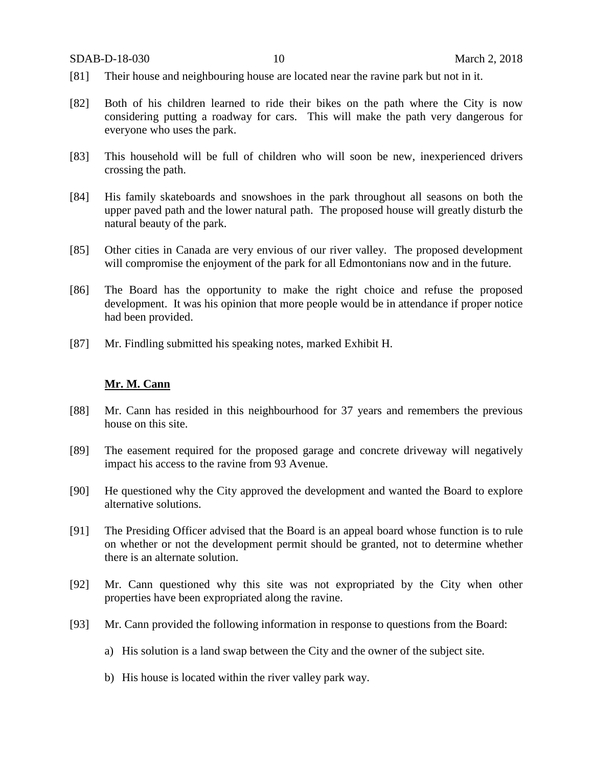[81] Their house and neighbouring house are located near the ravine park but not in it.

[82] Both of his children learned to ride their bikes on the path where the City is now considering putting a roadway for cars. This will make the path very dangerous for everyone who uses the park.

[83] This household will be full of children who will soon be new, inexperienced drivers crossing the path.

[84] His family skateboards and snowshoes in the park throughout all seasons on both the upper paved path and the lower natural path. The proposed house will greatly disturb the natural beauty of the park.

[85] Other cities in Canada are very envious of our river valley. The proposed development will compromise the enjoyment of the park for all Edmontonians now and in the future.

[86] The Board has the opportunity to make the right choice and refuse the proposed development. It was his opinion that more people would be in attendance if proper notice had been provided.

[87] Mr. Findling submitted his speaking notes, marked Exhibit H.

**Mr. M. Cann**

[88] Mr. Cann has resided in this neighbourhood for 37 years and remembers the previous house on this site.

[89] The easement required for the proposed garage and concrete driveway will negatively impact his access to the ravine from 93 Avenue.

[90] He questioned why the City approved the development and wanted the Board to explore alternative solutions.

[91] The Presiding Officer advised that the Board is an appeal board whose function is to rule on whether or not the development permit should be granted, not to determine whether there is an alternate solution.

[92] Mr. Cann questioned why this site was not expropriated by the City when other properties have been expropriated along the ravine.

[93] Mr. Cann provided the following information in response to questions from the Board:

a) His solution is a land swap between the City and the owner of the subject site.

b) His house is located within the river valley park way.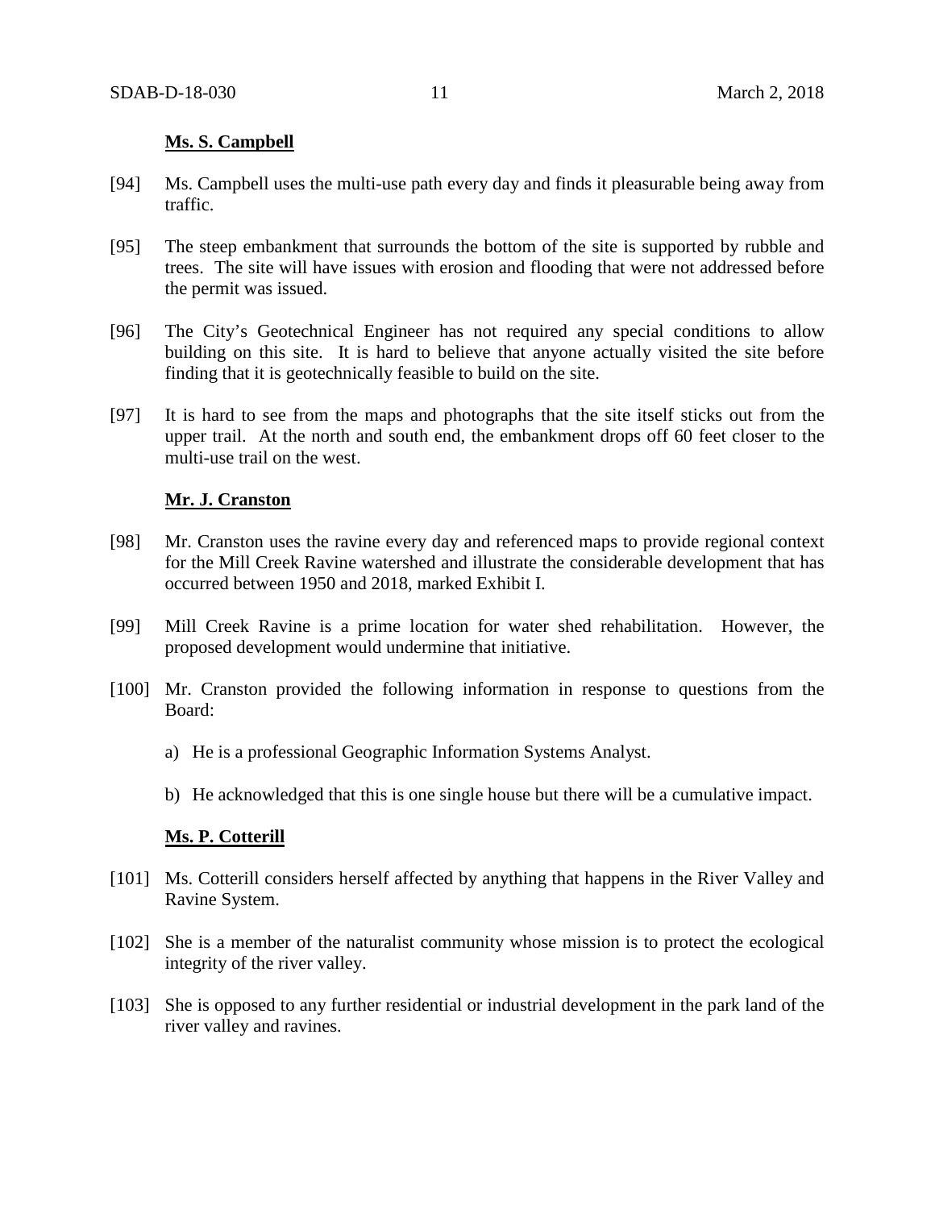**Ms. S. Campbell**

[94] Ms. Campbell uses the multi-use path every day and finds it pleasurable being away from traffic.

[95] The steep embankment that surrounds the bottom of the site is supported by rubble and trees. The site will have issues with erosion and flooding that were not addressed before the permit was issued.

[96] The City's Geotechnical Engineer has not required any special conditions to allow building on this site. It is hard to believe that anyone actually visited the site before finding that it is geotechnically feasible to build on the site.

[97] It is hard to see from the maps and photographs that the site itself sticks out from the upper trail. At the north and south end, the embankment drops off 60 feet closer to the multi-use trail on the west.

**Mr. J. Cranston**

[98] Mr. Cranston uses the ravine every day and referenced maps to provide regional context for the Mill Creek Ravine watershed and illustrate the considerable development that has occurred between 1950 and 2018, marked Exhibit I.

[99] Mill Creek Ravine is a prime location for water shed rehabilitation. However, the proposed development would undermine that initiative.

[100] Mr. Cranston provided the following information in response to questions from the Board:

a) He is a professional Geographic Information Systems Analyst.

b) He acknowledged that this is one single house but there will be a cumulative impact.

**Ms. P. Cotterill**

[101] Ms. Cotterill considers herself affected by anything that happens in the River Valley and Ravine System.

[102] She is a member of the naturalist community whose mission is to protect the ecological integrity of the river valley.

[103] She is opposed to any further residential or industrial development in the park land of the river valley and ravines.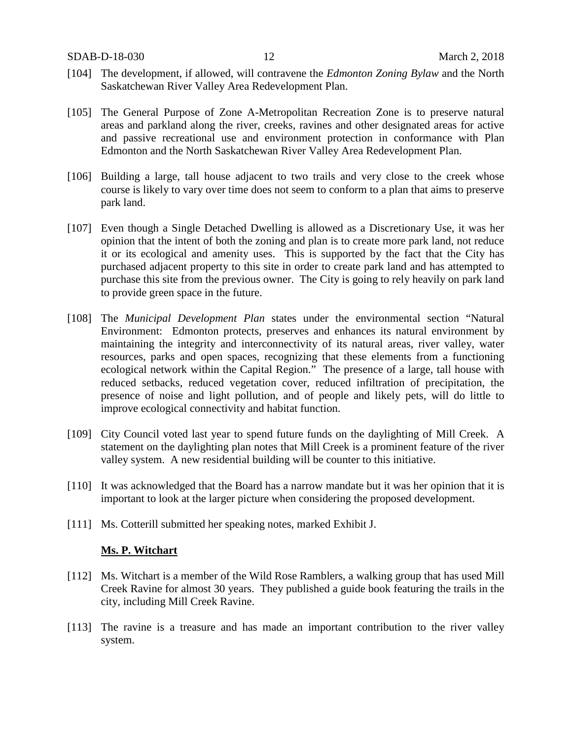[104] The development, if allowed, will contravene the *Edmonton Zoning Bylaw* and the North Saskatchewan River Valley Area Redevelopment Plan.

[105] The General Purpose of Zone A-Metropolitan Recreation Zone is to preserve natural areas and parkland along the river, creeks, ravines and other designated areas for active and passive recreational use and environment protection in conformance with Plan Edmonton and the North Saskatchewan River Valley Area Redevelopment Plan.

[106] Building a large, tall house adjacent to two trails and very close to the creek whose course is likely to vary over time does not seem to conform to a plan that aims to preserve park land.

[107] Even though a Single Detached Dwelling is allowed as a Discretionary Use, it was her opinion that the intent of both the zoning and plan is to create more park land, not reduce it or its ecological and amenity uses. This is supported by the fact that the City has purchased adjacent property to this site in order to create park land and has attempted to purchase this site from the previous owner. The City is going to rely heavily on park land to provide green space in the future.

[108] The *Municipal Development Plan* states under the environmental section "Natural Environment: Edmonton protects, preserves and enhances its natural environment by maintaining the integrity and interconnectivity of its natural areas, river valley, water resources, parks and open spaces, recognizing that these elements from a functioning ecological network within the Capital Region." The presence of a large, tall house with reduced setbacks, reduced vegetation cover, reduced infiltration of precipitation, the presence of noise and light pollution, and of people and likely pets, will do little to improve ecological connectivity and habitat function.

[109] City Council voted last year to spend future funds on the daylighting of Mill Creek. A statement on the daylighting plan notes that Mill Creek is a prominent feature of the river valley system. A new residential building will be counter to this initiative.

[110] It was acknowledged that the Board has a narrow mandate but it was her opinion that it is important to look at the larger picture when considering the proposed development.

[111] Ms. Cotterill submitted her speaking notes, marked Exhibit J.

**Ms. P. Witchart**

[112] Ms. Witchart is a member of the Wild Rose Ramblers, a walking group that has used Mill Creek Ravine for almost 30 years. They published a guide book featuring the trails in the city, including Mill Creek Ravine.

[113] The ravine is a treasure and has made an important contribution to the river valley system.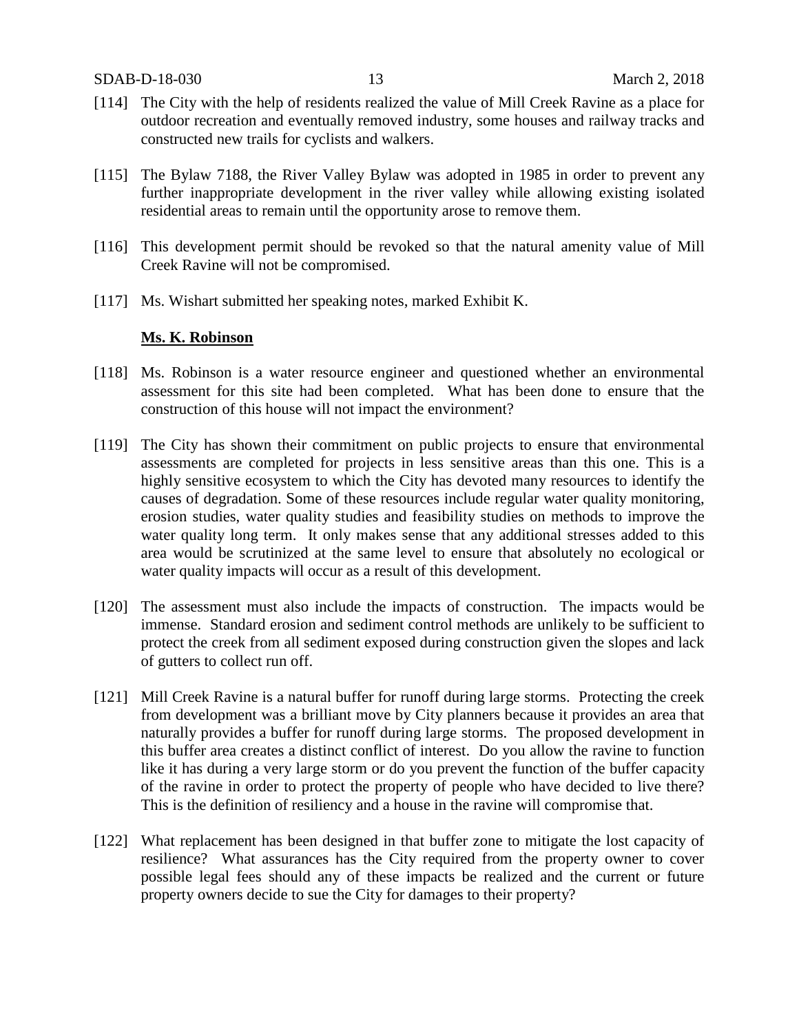[114] The City with the help of residents realized the value of Mill Creek Ravine as a place for outdoor recreation and eventually removed industry, some houses and railway tracks and constructed new trails for cyclists and walkers.

[115] The Bylaw 7188, the River Valley Bylaw was adopted in 1985 in order to prevent any further inappropriate development in the river valley while allowing existing isolated residential areas to remain until the opportunity arose to remove them.

[116] This development permit should be revoked so that the natural amenity value of Mill Creek Ravine will not be compromised.

[117] Ms. Wishart submitted her speaking notes, marked Exhibit K.

**Ms. K. Robinson**

[118] Ms. Robinson is a water resource engineer and questioned whether an environmental assessment for this site had been completed. What has been done to ensure that the construction of this house will not impact the environment?

[119] The City has shown their commitment on public projects to ensure that environmental assessments are completed for projects in less sensitive areas than this one. This is a highly sensitive ecosystem to which the City has devoted many resources to identify the causes of degradation. Some of these resources include regular water quality monitoring, erosion studies, water quality studies and feasibility studies on methods to improve the water quality long term. It only makes sense that any additional stresses added to this area would be scrutinized at the same level to ensure that absolutely no ecological or water quality impacts will occur as a result of this development.

[120] The assessment must also include the impacts of construction. The impacts would be immense. Standard erosion and sediment control methods are unlikely to be sufficient to protect the creek from all sediment exposed during construction given the slopes and lack of gutters to collect run off.

[121] Mill Creek Ravine is a natural buffer for runoff during large storms. Protecting the creek from development was a brilliant move by City planners because it provides an area that naturally provides a buffer for runoff during large storms. The proposed development in this buffer area creates a distinct conflict of interest. Do you allow the ravine to function like it has during a very large storm or do you prevent the function of the buffer capacity of the ravine in order to protect the property of people who have decided to live there? This is the definition of resiliency and a house in the ravine will compromise that.

[122] What replacement has been designed in that buffer zone to mitigate the lost capacity of resilience? What assurances has the City required from the property owner to cover possible legal fees should any of these impacts be realized and the current or future property owners decide to sue the City for damages to their property?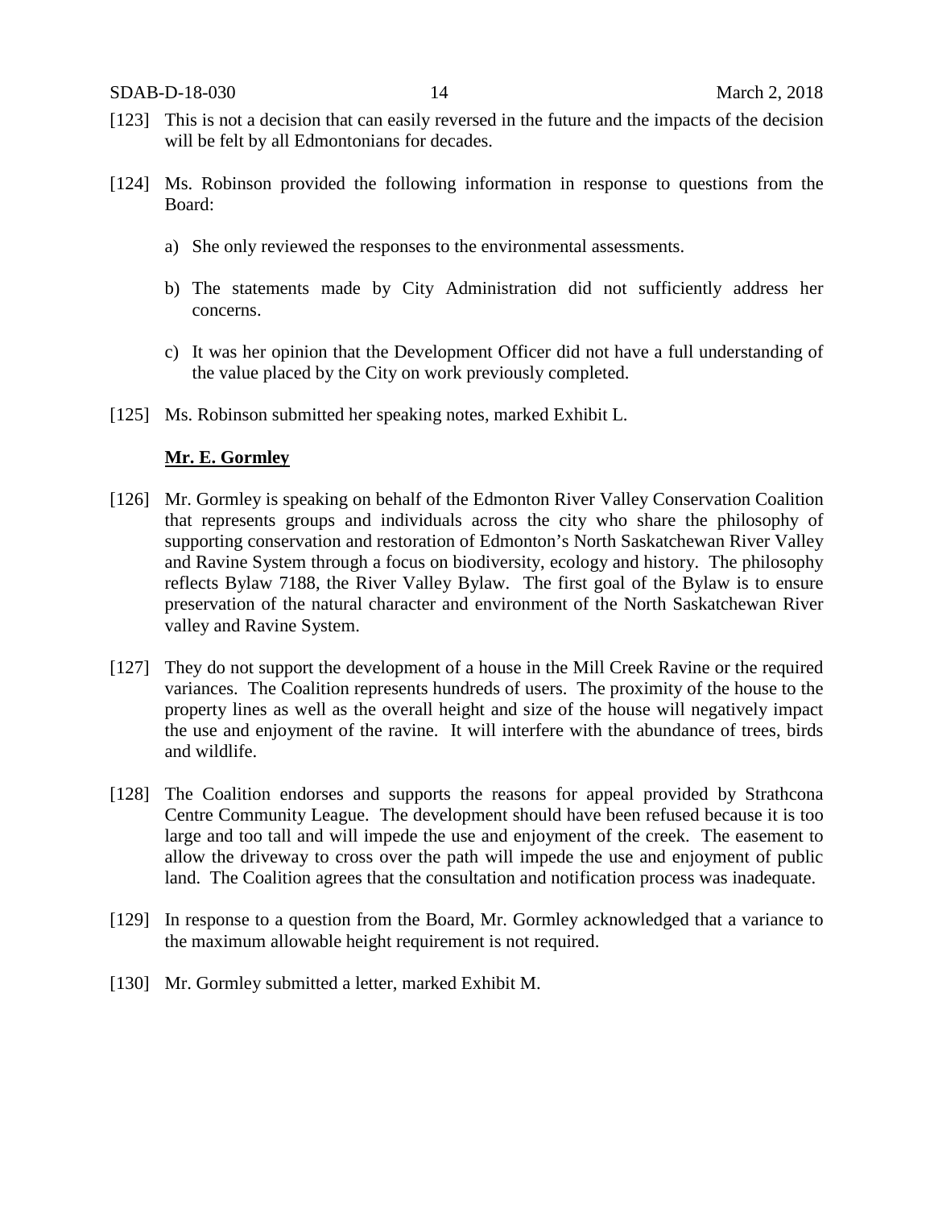[123] This is not a decision that can easily reversed in the future and the impacts of the decision will be felt by all Edmontonians for decades.

[124] Ms. Robinson provided the following information in response to questions from the Board:

a) She only reviewed the responses to the environmental assessments.

b) The statements made by City Administration did not sufficiently address her concerns.

c) It was her opinion that the Development Officer did not have a full understanding of the value placed by the City on work previously completed.

[125] Ms. Robinson submitted her speaking notes, marked Exhibit L.

**Mr. E. Gormley**

[126] Mr. Gormley is speaking on behalf of the Edmonton River Valley Conservation Coalition that represents groups and individuals across the city who share the philosophy of supporting conservation and restoration of Edmonton's North Saskatchewan River Valley and Ravine System through a focus on biodiversity, ecology and history. The philosophy reflects Bylaw 7188, the River Valley Bylaw. The first goal of the Bylaw is to ensure preservation of the natural character and environment of the North Saskatchewan River valley and Ravine System.

[127] They do not support the development of a house in the Mill Creek Ravine or the required variances. The Coalition represents hundreds of users. The proximity of the house to the property lines as well as the overall height and size of the house will negatively impact the use and enjoyment of the ravine. It will interfere with the abundance of trees, birds and wildlife.

[128] The Coalition endorses and supports the reasons for appeal provided by Strathcona Centre Community League. The development should have been refused because it is too large and too tall and will impede the use and enjoyment of the creek. The easement to allow the driveway to cross over the path will impede the use and enjoyment of public land. The Coalition agrees that the consultation and notification process was inadequate.

[129] In response to a question from the Board, Mr. Gormley acknowledged that a variance to the maximum allowable height requirement is not required.

[130] Mr. Gormley submitted a letter, marked Exhibit M.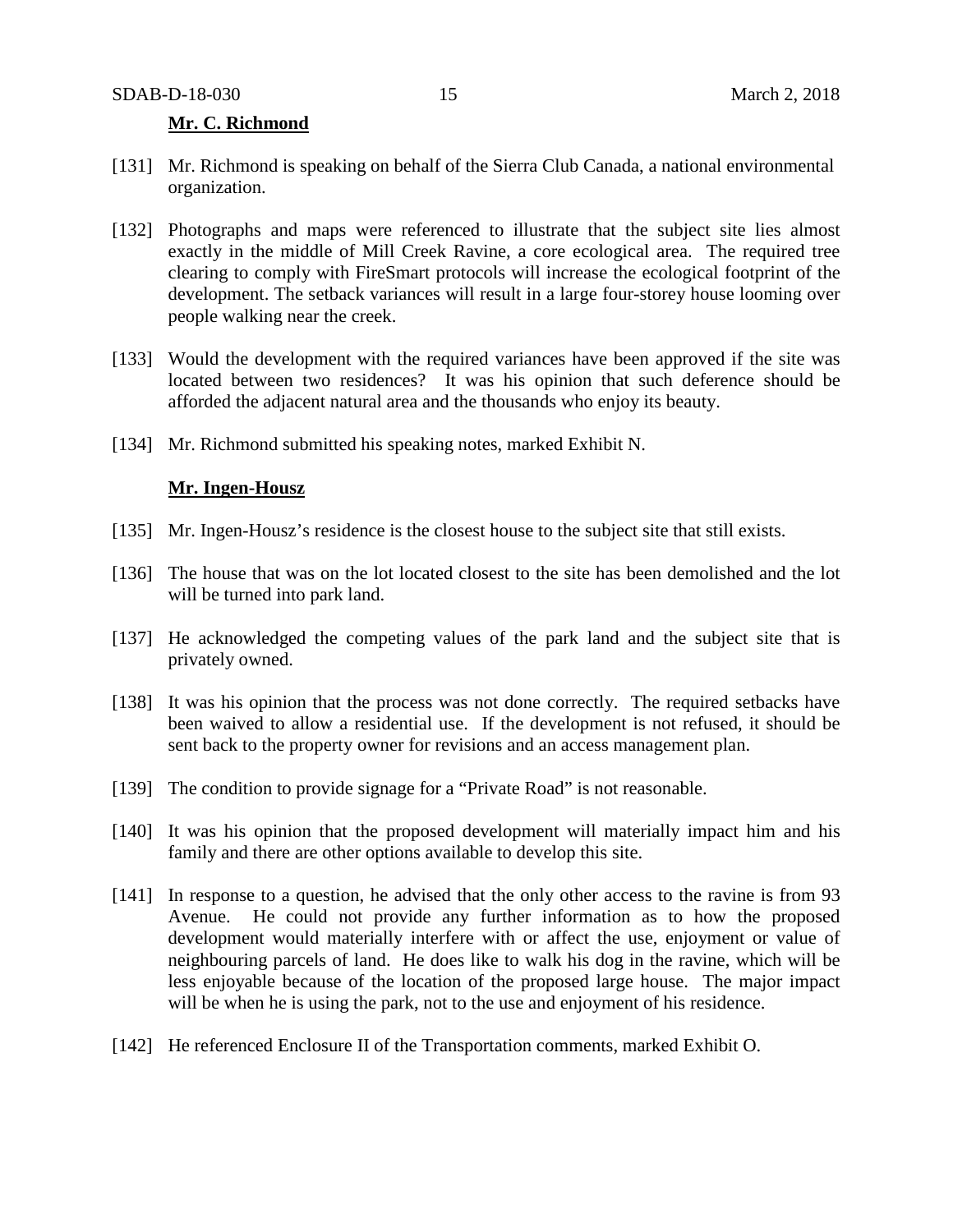**Mr. C. Richmond**

[131] Mr. Richmond is speaking on behalf of the Sierra Club Canada, a national environmental organization.

[132] Photographs and maps were referenced to illustrate that the subject site lies almost exactly in the middle of Mill Creek Ravine, a core ecological area. The required tree clearing to comply with FireSmart protocols will increase the ecological footprint of the development. The setback variances will result in a large four-storey house looming over people walking near the creek.

[133] Would the development with the required variances have been approved if the site was located between two residences? It was his opinion that such deference should be afforded the adjacent natural area and the thousands who enjoy its beauty.

[134] Mr. Richmond submitted his speaking notes, marked Exhibit N.

**Mr. Ingen-Housz**

[135] Mr. Ingen-Housz's residence is the closest house to the subject site that still exists.

[136] The house that was on the lot located closest to the site has been demolished and the lot will be turned into park land.

[137] He acknowledged the competing values of the park land and the subject site that is privately owned.

[138] It was his opinion that the process was not done correctly. The required setbacks have been waived to allow a residential use. If the development is not refused, it should be sent back to the property owner for revisions and an access management plan.

[139] The condition to provide signage for a "Private Road" is not reasonable.

[140] It was his opinion that the proposed development will materially impact him and his family and there are other options available to develop this site.

[141] In response to a question, he advised that the only other access to the ravine is from 93 Avenue. He could not provide any further information as to how the proposed development would materially interfere with or affect the use, enjoyment or value of neighbouring parcels of land. He does like to walk his dog in the ravine, which will be less enjoyable because of the location of the proposed large house. The major impact will be when he is using the park, not to the use and enjoyment of his residence.

[142] He referenced Enclosure II of the Transportation comments, marked Exhibit O.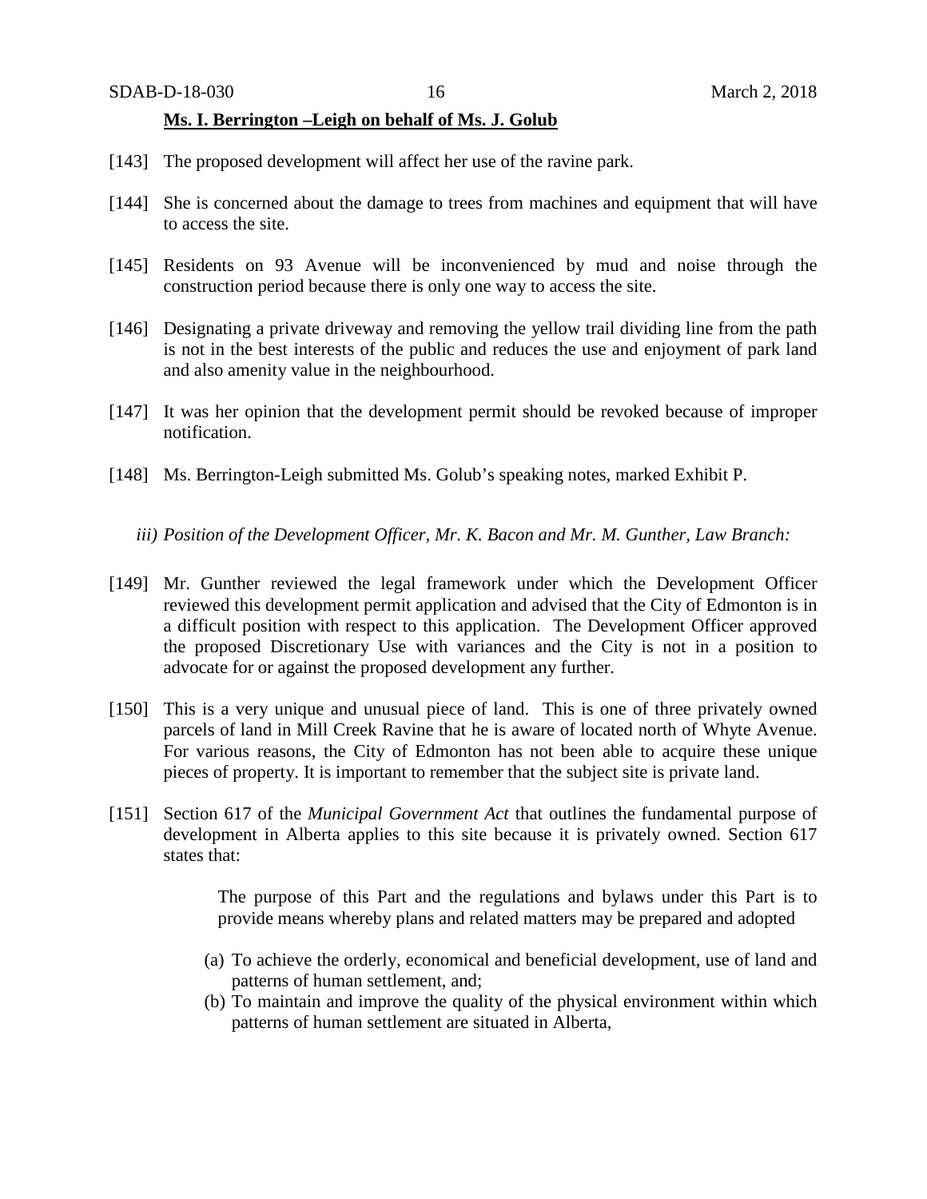**Ms. I. Berrington –Leigh on behalf of Ms. J. Golub**

[143] The proposed development will affect her use of the ravine park.

[144] She is concerned about the damage to trees from machines and equipment that will have to access the site.

[145] Residents on 93 Avenue will be inconvenienced by mud and noise through the construction period because there is only one way to access the site.

[146] Designating a private driveway and removing the yellow trail dividing line from the path is not in the best interests of the public and reduces the use and enjoyment of park land and also amenity value in the neighbourhood.

[147] It was her opinion that the development permit should be revoked because of improper notification.

[148] Ms. Berrington-Leigh submitted Ms. Golub's speaking notes, marked Exhibit P.

*iii) Position of the Development Officer, Mr. K. Bacon and Mr. M. Gunther, Law Branch:*

[149] Mr. Gunther reviewed the legal framework under which the Development Officer reviewed this development permit application and advised that the City of Edmonton is in a difficult position with respect to this application. The Development Officer approved the proposed Discretionary Use with variances and the City is not in a position to advocate for or against the proposed development any further.

[150] This is a very unique and unusual piece of land. This is one of three privately owned parcels of land in Mill Creek Ravine that he is aware of located north of Whyte Avenue. For various reasons, the City of Edmonton has not been able to acquire these unique pieces of property. It is important to remember that the subject site is private land.

[151] Section 617 of the *Municipal Government Act* that outlines the fundamental purpose of development in Alberta applies to this site because it is privately owned. Section 617 states that:

> The purpose of this Part and the regulations and bylaws under this Part is to provide means whereby plans and related matters may be prepared and adopted
>
> (a) To achieve the orderly, economical and beneficial development, use of land and patterns of human settlement, and;
> (b) To maintain and improve the quality of the physical environment within which patterns of human settlement are situated in Alberta,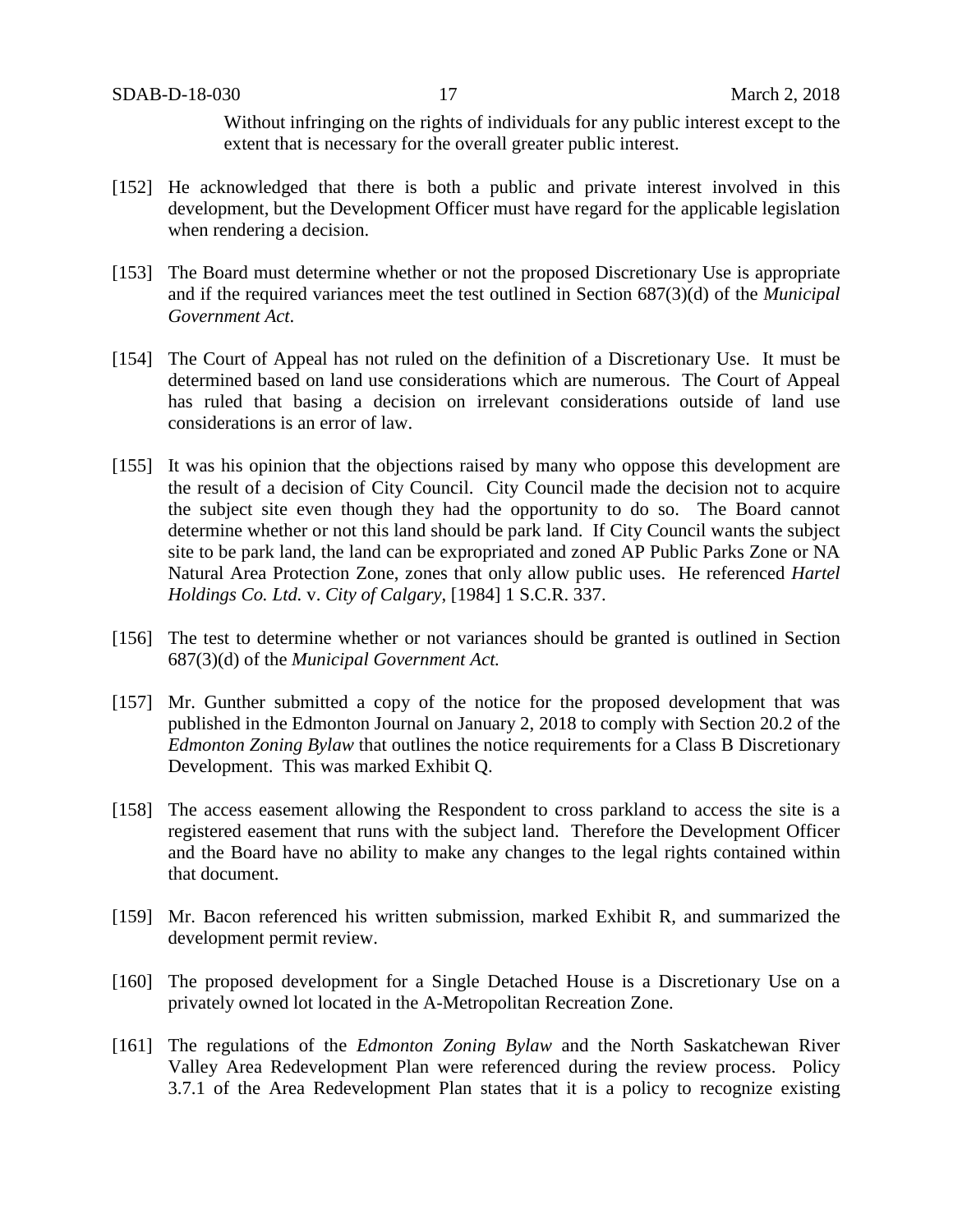Without infringing on the rights of individuals for any public interest except to the extent that is necessary for the overall greater public interest.

[152] He acknowledged that there is both a public and private interest involved in this development, but the Development Officer must have regard for the applicable legislation when rendering a decision.

[153] The Board must determine whether or not the proposed Discretionary Use is appropriate and if the required variances meet the test outlined in Section 687(3)(d) of the *Municipal Government Act*.

[154] The Court of Appeal has not ruled on the definition of a Discretionary Use. It must be determined based on land use considerations which are numerous. The Court of Appeal has ruled that basing a decision on irrelevant considerations outside of land use considerations is an error of law.

[155] It was his opinion that the objections raised by many who oppose this development are the result of a decision of City Council. City Council made the decision not to acquire the subject site even though they had the opportunity to do so. The Board cannot determine whether or not this land should be park land. If City Council wants the subject site to be park land, the land can be expropriated and zoned AP Public Parks Zone or NA Natural Area Protection Zone, zones that only allow public uses. He referenced *Hartel Holdings Co. Ltd.* v. *City of Calgary*, [1984] 1 S.C.R. 337.

[156] The test to determine whether or not variances should be granted is outlined in Section 687(3)(d) of the *Municipal Government Act.*

[157] Mr. Gunther submitted a copy of the notice for the proposed development that was published in the Edmonton Journal on January 2, 2018 to comply with Section 20.2 of the *Edmonton Zoning Bylaw* that outlines the notice requirements for a Class B Discretionary Development. This was marked Exhibit Q.

[158] The access easement allowing the Respondent to cross parkland to access the site is a registered easement that runs with the subject land. Therefore the Development Officer and the Board have no ability to make any changes to the legal rights contained within that document.

[159] Mr. Bacon referenced his written submission, marked Exhibit R, and summarized the development permit review.

[160] The proposed development for a Single Detached House is a Discretionary Use on a privately owned lot located in the A-Metropolitan Recreation Zone.

[161] The regulations of the *Edmonton Zoning Bylaw* and the North Saskatchewan River Valley Area Redevelopment Plan were referenced during the review process. Policy 3.7.1 of the Area Redevelopment Plan states that it is a policy to recognize existing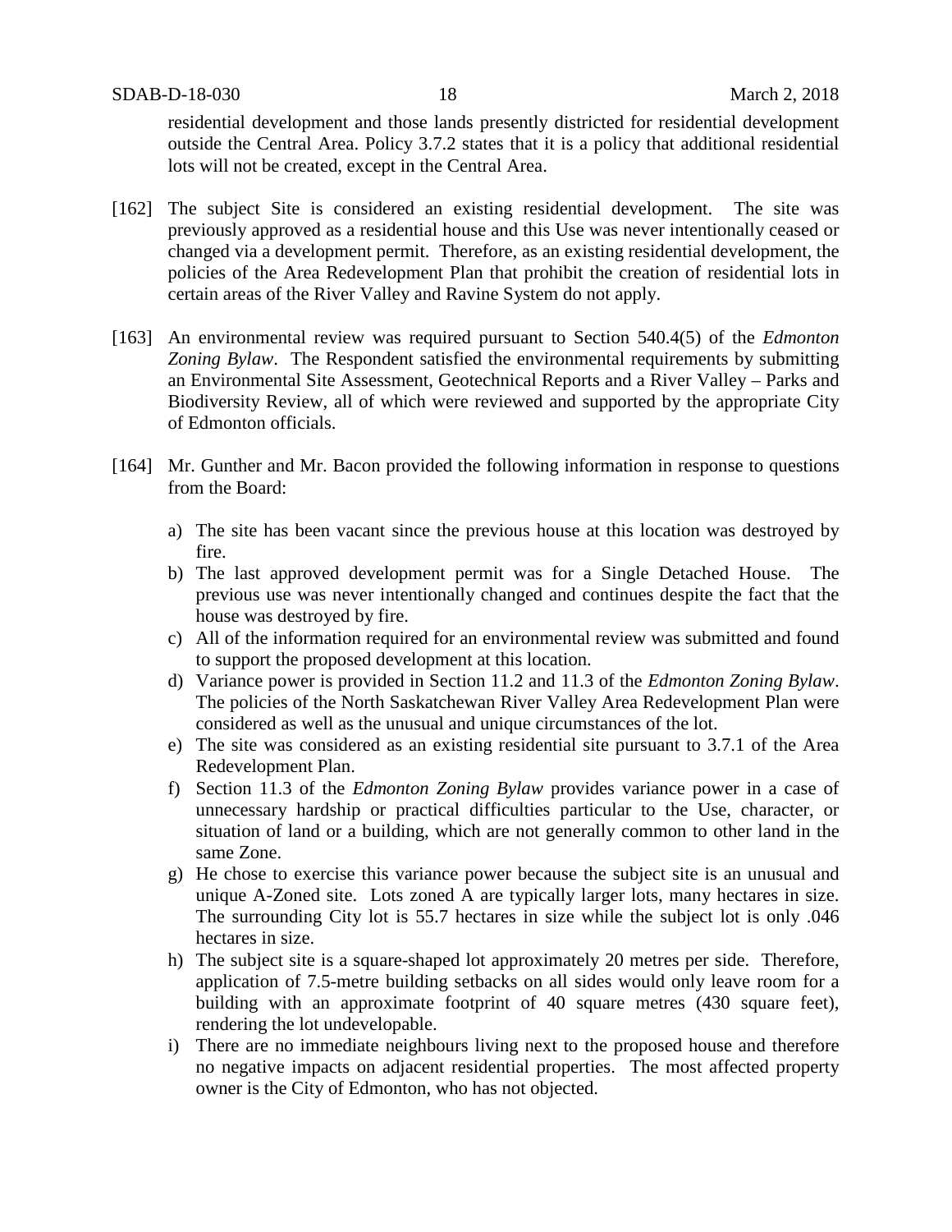residential development and those lands presently districted for residential development outside the Central Area. Policy 3.7.2 states that it is a policy that additional residential lots will not be created, except in the Central Area.

[162] The subject Site is considered an existing residential development. The site was previously approved as a residential house and this Use was never intentionally ceased or changed via a development permit. Therefore, as an existing residential development, the policies of the Area Redevelopment Plan that prohibit the creation of residential lots in certain areas of the River Valley and Ravine System do not apply.

[163] An environmental review was required pursuant to Section 540.4(5) of the *Edmonton Zoning Bylaw*. The Respondent satisfied the environmental requirements by submitting an Environmental Site Assessment, Geotechnical Reports and a River Valley – Parks and Biodiversity Review, all of which were reviewed and supported by the appropriate City of Edmonton officials.

[164] Mr. Gunther and Mr. Bacon provided the following information in response to questions from the Board:

a) The site has been vacant since the previous house at this location was destroyed by fire.
b) The last approved development permit was for a Single Detached House. The previous use was never intentionally changed and continues despite the fact that the house was destroyed by fire.
c) All of the information required for an environmental review was submitted and found to support the proposed development at this location.
d) Variance power is provided in Section 11.2 and 11.3 of the *Edmonton Zoning Bylaw*. The policies of the North Saskatchewan River Valley Area Redevelopment Plan were considered as well as the unusual and unique circumstances of the lot.
e) The site was considered as an existing residential site pursuant to 3.7.1 of the Area Redevelopment Plan.
f) Section 11.3 of the *Edmonton Zoning Bylaw* provides variance power in a case of unnecessary hardship or practical difficulties particular to the Use, character, or situation of land or a building, which are not generally common to other land in the same Zone.
g) He chose to exercise this variance power because the subject site is an unusual and unique A-Zoned site. Lots zoned A are typically larger lots, many hectares in size. The surrounding City lot is 55.7 hectares in size while the subject lot is only .046 hectares in size.
h) The subject site is a square-shaped lot approximately 20 metres per side. Therefore, application of 7.5-metre building setbacks on all sides would only leave room for a building with an approximate footprint of 40 square metres (430 square feet), rendering the lot undevelopable.
i) There are no immediate neighbours living next to the proposed house and therefore no negative impacts on adjacent residential properties. The most affected property owner is the City of Edmonton, who has not objected.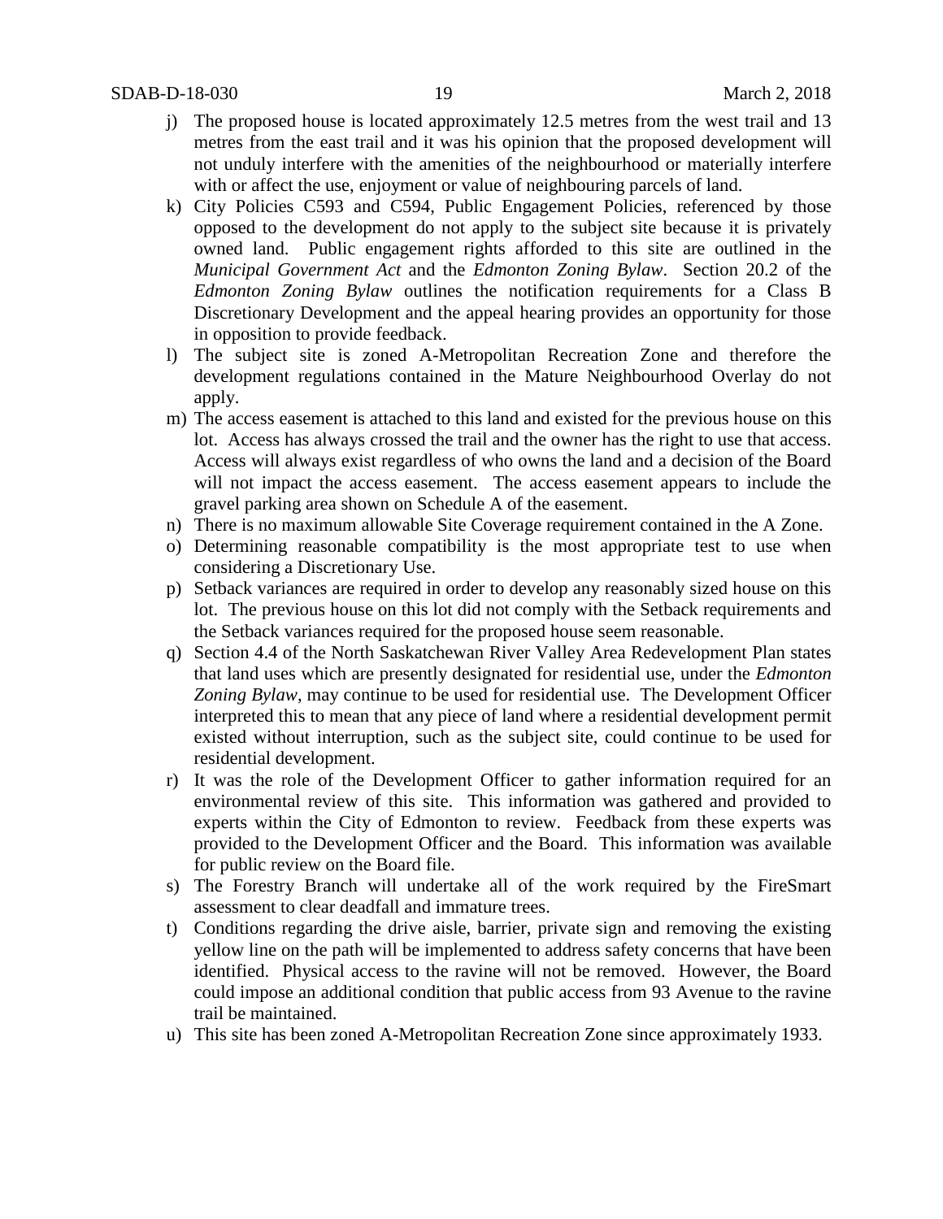j) The proposed house is located approximately 12.5 metres from the west trail and 13 metres from the east trail and it was his opinion that the proposed development will not unduly interfere with the amenities of the neighbourhood or materially interfere with or affect the use, enjoyment or value of neighbouring parcels of land.

k) City Policies C593 and C594, Public Engagement Policies, referenced by those opposed to the development do not apply to the subject site because it is privately owned land. Public engagement rights afforded to this site are outlined in the *Municipal Government Act* and the *Edmonton Zoning Bylaw*. Section 20.2 of the *Edmonton Zoning Bylaw* outlines the notification requirements for a Class B Discretionary Development and the appeal hearing provides an opportunity for those in opposition to provide feedback.

l) The subject site is zoned A-Metropolitan Recreation Zone and therefore the development regulations contained in the Mature Neighbourhood Overlay do not apply.

m) The access easement is attached to this land and existed for the previous house on this lot. Access has always crossed the trail and the owner has the right to use that access. Access will always exist regardless of who owns the land and a decision of the Board will not impact the access easement. The access easement appears to include the gravel parking area shown on Schedule A of the easement.

n) There is no maximum allowable Site Coverage requirement contained in the A Zone.

o) Determining reasonable compatibility is the most appropriate test to use when considering a Discretionary Use.

p) Setback variances are required in order to develop any reasonably sized house on this lot. The previous house on this lot did not comply with the Setback requirements and the Setback variances required for the proposed house seem reasonable.

q) Section 4.4 of the North Saskatchewan River Valley Area Redevelopment Plan states that land uses which are presently designated for residential use, under the *Edmonton Zoning Bylaw*, may continue to be used for residential use. The Development Officer interpreted this to mean that any piece of land where a residential development permit existed without interruption, such as the subject site, could continue to be used for residential development.

r) It was the role of the Development Officer to gather information required for an environmental review of this site. This information was gathered and provided to experts within the City of Edmonton to review. Feedback from these experts was provided to the Development Officer and the Board. This information was available for public review on the Board file.

s) The Forestry Branch will undertake all of the work required by the FireSmart assessment to clear deadfall and immature trees.

t) Conditions regarding the drive aisle, barrier, private sign and removing the existing yellow line on the path will be implemented to address safety concerns that have been identified. Physical access to the ravine will not be removed. However, the Board could impose an additional condition that public access from 93 Avenue to the ravine trail be maintained.

u) This site has been zoned A-Metropolitan Recreation Zone since approximately 1933.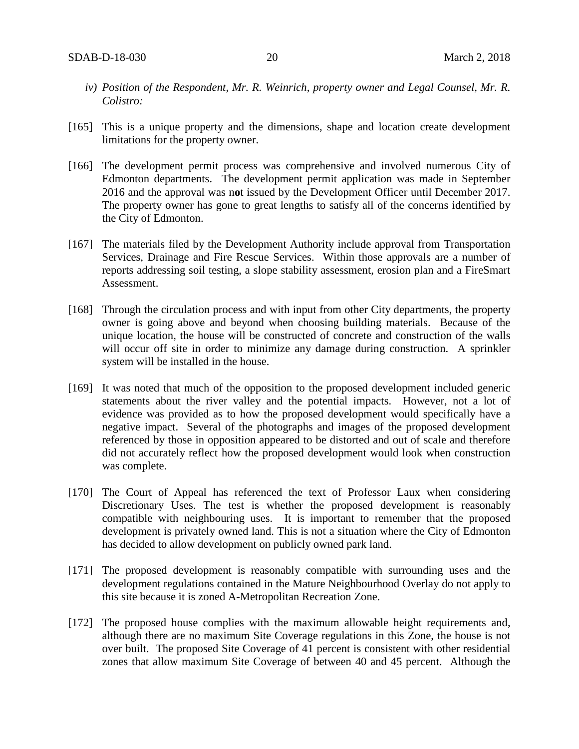*iv) Position of the Respondent, Mr. R. Weinrich, property owner and Legal Counsel, Mr. R. Colistro:*

[165] This is a unique property and the dimensions, shape and location create development limitations for the property owner.

[166] The development permit process was comprehensive and involved numerous City of Edmonton departments. The development permit application was made in September 2016 and the approval was n**o**t issued by the Development Officer until December 2017. The property owner has gone to great lengths to satisfy all of the concerns identified by the City of Edmonton.

[167] The materials filed by the Development Authority include approval from Transportation Services, Drainage and Fire Rescue Services. Within those approvals are a number of reports addressing soil testing, a slope stability assessment, erosion plan and a FireSmart Assessment.

[168] Through the circulation process and with input from other City departments, the property owner is going above and beyond when choosing building materials. Because of the unique location, the house will be constructed of concrete and construction of the walls will occur off site in order to minimize any damage during construction. A sprinkler system will be installed in the house.

[169] It was noted that much of the opposition to the proposed development included generic statements about the river valley and the potential impacts. However, not a lot of evidence was provided as to how the proposed development would specifically have a negative impact. Several of the photographs and images of the proposed development referenced by those in opposition appeared to be distorted and out of scale and therefore did not accurately reflect how the proposed development would look when construction was complete.

[170] The Court of Appeal has referenced the text of Professor Laux when considering Discretionary Uses. The test is whether the proposed development is reasonably compatible with neighbouring uses. It is important to remember that the proposed development is privately owned land. This is not a situation where the City of Edmonton has decided to allow development on publicly owned park land.

[171] The proposed development is reasonably compatible with surrounding uses and the development regulations contained in the Mature Neighbourhood Overlay do not apply to this site because it is zoned A-Metropolitan Recreation Zone.

[172] The proposed house complies with the maximum allowable height requirements and, although there are no maximum Site Coverage regulations in this Zone, the house is not over built. The proposed Site Coverage of 41 percent is consistent with other residential zones that allow maximum Site Coverage of between 40 and 45 percent. Although the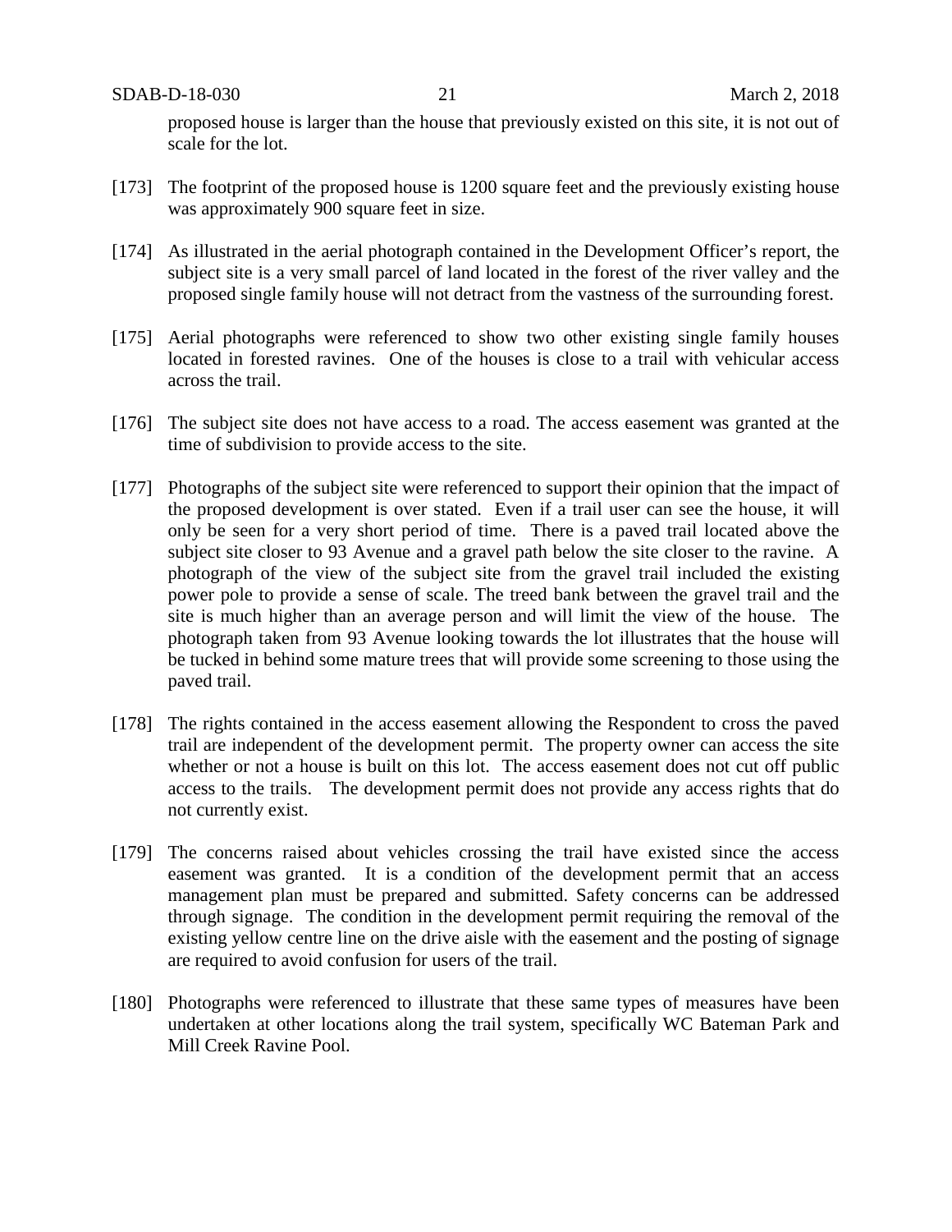proposed house is larger than the house that previously existed on this site, it is not out of scale for the lot.

[173] The footprint of the proposed house is 1200 square feet and the previously existing house was approximately 900 square feet in size.

[174] As illustrated in the aerial photograph contained in the Development Officer's report, the subject site is a very small parcel of land located in the forest of the river valley and the proposed single family house will not detract from the vastness of the surrounding forest.

[175] Aerial photographs were referenced to show two other existing single family houses located in forested ravines. One of the houses is close to a trail with vehicular access across the trail.

[176] The subject site does not have access to a road. The access easement was granted at the time of subdivision to provide access to the site.

[177] Photographs of the subject site were referenced to support their opinion that the impact of the proposed development is over stated. Even if a trail user can see the house, it will only be seen for a very short period of time. There is a paved trail located above the subject site closer to 93 Avenue and a gravel path below the site closer to the ravine. A photograph of the view of the subject site from the gravel trail included the existing power pole to provide a sense of scale. The treed bank between the gravel trail and the site is much higher than an average person and will limit the view of the house. The photograph taken from 93 Avenue looking towards the lot illustrates that the house will be tucked in behind some mature trees that will provide some screening to those using the paved trail.

[178] The rights contained in the access easement allowing the Respondent to cross the paved trail are independent of the development permit. The property owner can access the site whether or not a house is built on this lot. The access easement does not cut off public access to the trails. The development permit does not provide any access rights that do not currently exist.

[179] The concerns raised about vehicles crossing the trail have existed since the access easement was granted. It is a condition of the development permit that an access management plan must be prepared and submitted. Safety concerns can be addressed through signage. The condition in the development permit requiring the removal of the existing yellow centre line on the drive aisle with the easement and the posting of signage are required to avoid confusion for users of the trail.

[180] Photographs were referenced to illustrate that these same types of measures have been undertaken at other locations along the trail system, specifically WC Bateman Park and Mill Creek Ravine Pool.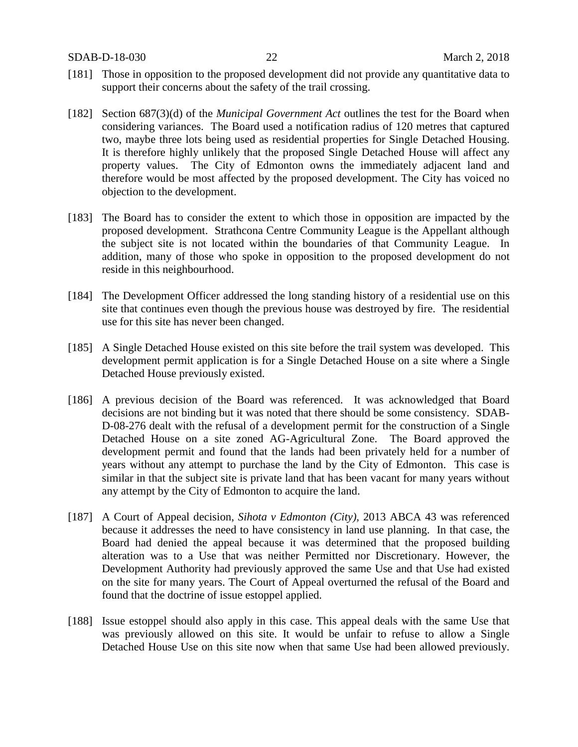[181] Those in opposition to the proposed development did not provide any quantitative data to support their concerns about the safety of the trail crossing.

[182] Section 687(3)(d) of the *Municipal Government Act* outlines the test for the Board when considering variances. The Board used a notification radius of 120 metres that captured two, maybe three lots being used as residential properties for Single Detached Housing. It is therefore highly unlikely that the proposed Single Detached House will affect any property values. The City of Edmonton owns the immediately adjacent land and therefore would be most affected by the proposed development. The City has voiced no objection to the development.

[183] The Board has to consider the extent to which those in opposition are impacted by the proposed development. Strathcona Centre Community League is the Appellant although the subject site is not located within the boundaries of that Community League. In addition, many of those who spoke in opposition to the proposed development do not reside in this neighbourhood.

[184] The Development Officer addressed the long standing history of a residential use on this site that continues even though the previous house was destroyed by fire. The residential use for this site has never been changed.

[185] A Single Detached House existed on this site before the trail system was developed. This development permit application is for a Single Detached House on a site where a Single Detached House previously existed.

[186] A previous decision of the Board was referenced. It was acknowledged that Board decisions are not binding but it was noted that there should be some consistency. SDAB-D-08-276 dealt with the refusal of a development permit for the construction of a Single Detached House on a site zoned AG-Agricultural Zone. The Board approved the development permit and found that the lands had been privately held for a number of years without any attempt to purchase the land by the City of Edmonton. This case is similar in that the subject site is private land that has been vacant for many years without any attempt by the City of Edmonton to acquire the land.

[187] A Court of Appeal decision, *Sihota v Edmonton (City)*, 2013 ABCA 43 was referenced because it addresses the need to have consistency in land use planning. In that case, the Board had denied the appeal because it was determined that the proposed building alteration was to a Use that was neither Permitted nor Discretionary. However, the Development Authority had previously approved the same Use and that Use had existed on the site for many years. The Court of Appeal overturned the refusal of the Board and found that the doctrine of issue estoppel applied.

[188] Issue estoppel should also apply in this case. This appeal deals with the same Use that was previously allowed on this site. It would be unfair to refuse to allow a Single Detached House Use on this site now when that same Use had been allowed previously.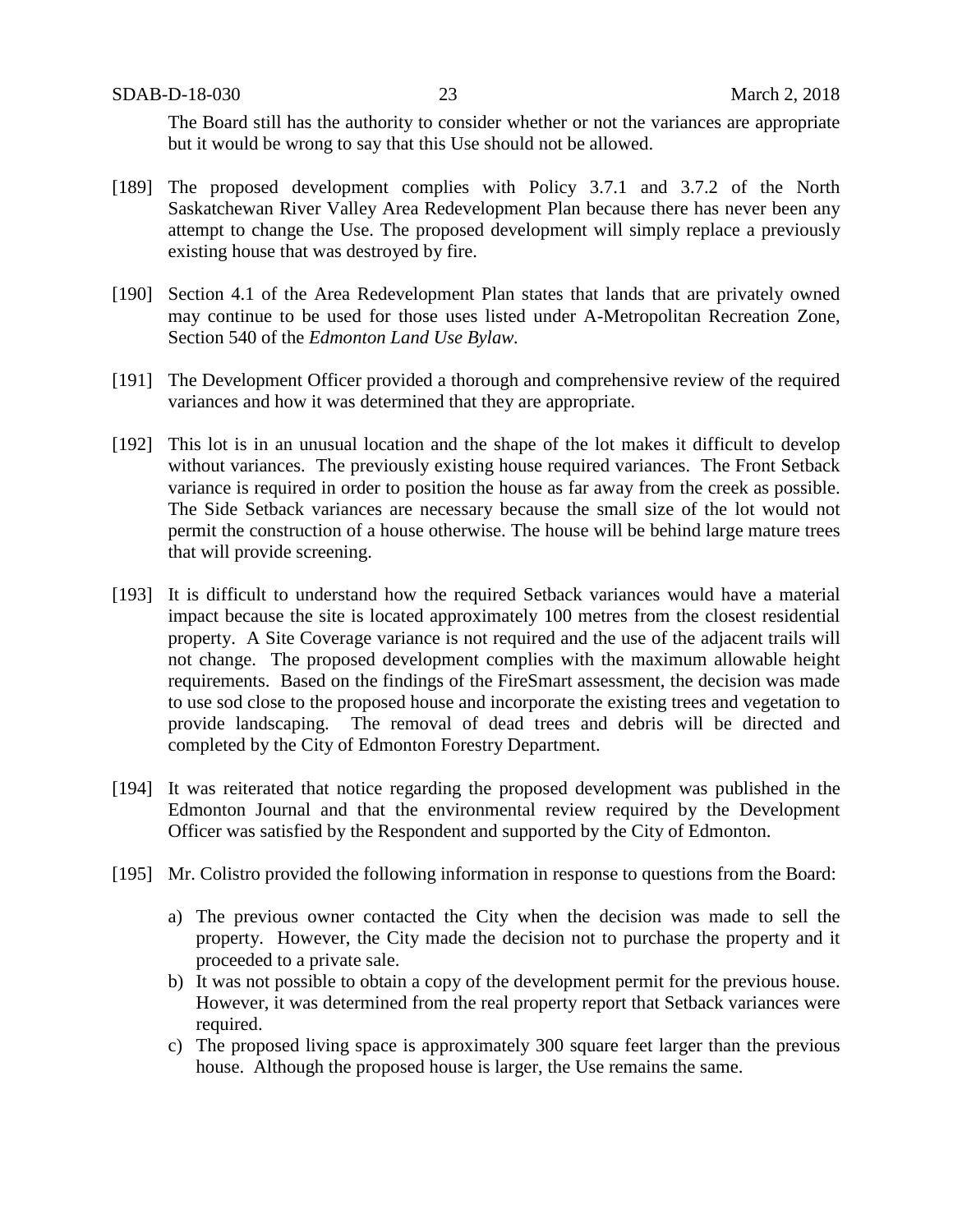The Board still has the authority to consider whether or not the variances are appropriate but it would be wrong to say that this Use should not be allowed.

[189] The proposed development complies with Policy 3.7.1 and 3.7.2 of the North Saskatchewan River Valley Area Redevelopment Plan because there has never been any attempt to change the Use. The proposed development will simply replace a previously existing house that was destroyed by fire.

[190] Section 4.1 of the Area Redevelopment Plan states that lands that are privately owned may continue to be used for those uses listed under A-Metropolitan Recreation Zone, Section 540 of the *Edmonton Land Use Bylaw.*

[191] The Development Officer provided a thorough and comprehensive review of the required variances and how it was determined that they are appropriate.

[192] This lot is in an unusual location and the shape of the lot makes it difficult to develop without variances. The previously existing house required variances. The Front Setback variance is required in order to position the house as far away from the creek as possible. The Side Setback variances are necessary because the small size of the lot would not permit the construction of a house otherwise. The house will be behind large mature trees that will provide screening.

[193] It is difficult to understand how the required Setback variances would have a material impact because the site is located approximately 100 metres from the closest residential property. A Site Coverage variance is not required and the use of the adjacent trails will not change. The proposed development complies with the maximum allowable height requirements. Based on the findings of the FireSmart assessment, the decision was made to use sod close to the proposed house and incorporate the existing trees and vegetation to provide landscaping. The removal of dead trees and debris will be directed and completed by the City of Edmonton Forestry Department.

[194] It was reiterated that notice regarding the proposed development was published in the Edmonton Journal and that the environmental review required by the Development Officer was satisfied by the Respondent and supported by the City of Edmonton.

[195] Mr. Colistro provided the following information in response to questions from the Board:

a) The previous owner contacted the City when the decision was made to sell the property. However, the City made the decision not to purchase the property and it proceeded to a private sale.
b) It was not possible to obtain a copy of the development permit for the previous house. However, it was determined from the real property report that Setback variances were required.
c) The proposed living space is approximately 300 square feet larger than the previous house. Although the proposed house is larger, the Use remains the same.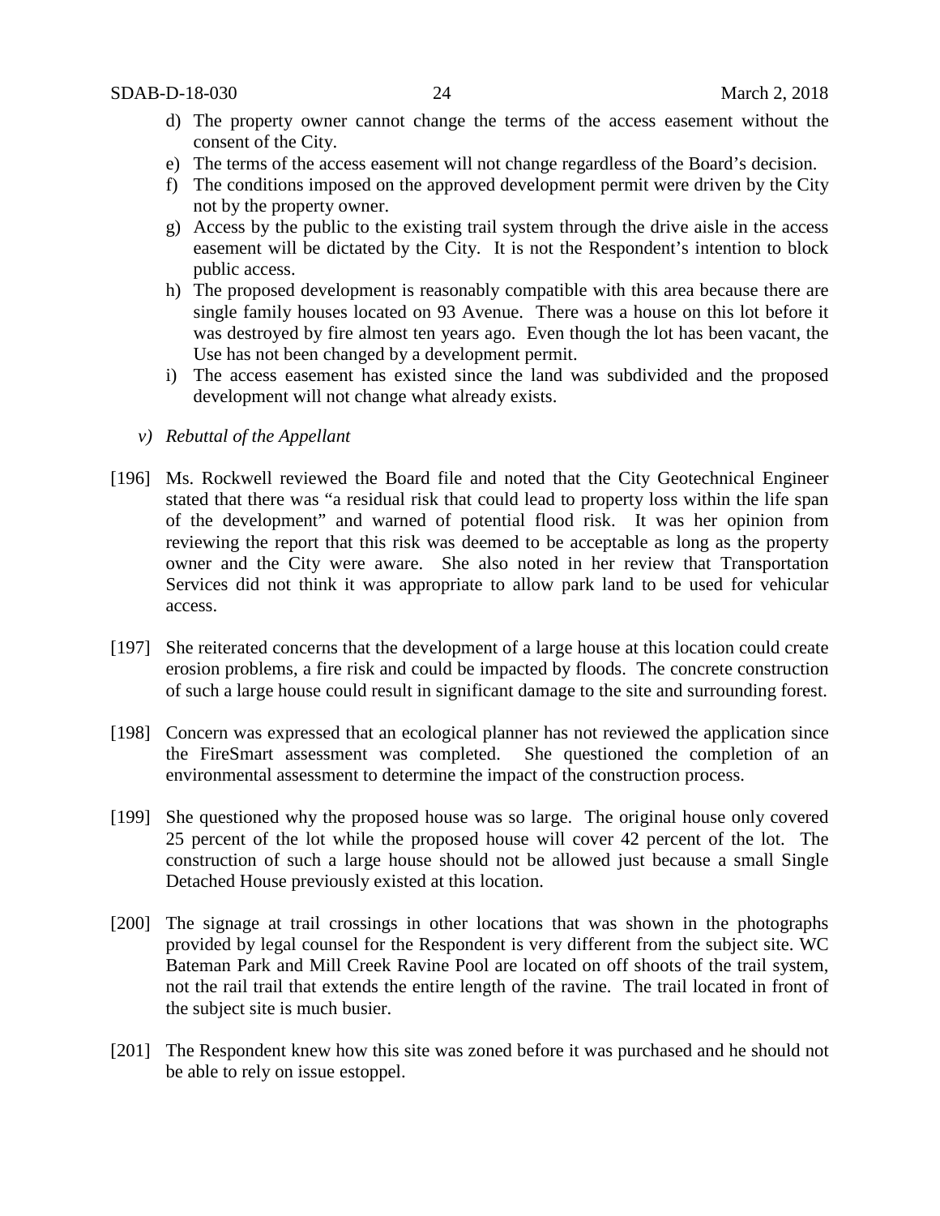d) The property owner cannot change the terms of the access easement without the consent of the City.
e) The terms of the access easement will not change regardless of the Board's decision.
f) The conditions imposed on the approved development permit were driven by the City not by the property owner.
g) Access by the public to the existing trail system through the drive aisle in the access easement will be dictated by the City. It is not the Respondent's intention to block public access.
h) The proposed development is reasonably compatible with this area because there are single family houses located on 93 Avenue. There was a house on this lot before it was destroyed by fire almost ten years ago. Even though the lot has been vacant, the Use has not been changed by a development permit.
i) The access easement has existed since the land was subdivided and the proposed development will not change what already exists.

*v) Rebuttal of the Appellant*

[196] Ms. Rockwell reviewed the Board file and noted that the City Geotechnical Engineer stated that there was "a residual risk that could lead to property loss within the life span of the development" and warned of potential flood risk. It was her opinion from reviewing the report that this risk was deemed to be acceptable as long as the property owner and the City were aware. She also noted in her review that Transportation Services did not think it was appropriate to allow park land to be used for vehicular access.

[197] She reiterated concerns that the development of a large house at this location could create erosion problems, a fire risk and could be impacted by floods. The concrete construction of such a large house could result in significant damage to the site and surrounding forest.

[198] Concern was expressed that an ecological planner has not reviewed the application since the FireSmart assessment was completed. She questioned the completion of an environmental assessment to determine the impact of the construction process.

[199] She questioned why the proposed house was so large. The original house only covered 25 percent of the lot while the proposed house will cover 42 percent of the lot. The construction of such a large house should not be allowed just because a small Single Detached House previously existed at this location.

[200] The signage at trail crossings in other locations that was shown in the photographs provided by legal counsel for the Respondent is very different from the subject site. WC Bateman Park and Mill Creek Ravine Pool are located on off shoots of the trail system, not the rail trail that extends the entire length of the ravine. The trail located in front of the subject site is much busier.

[201] The Respondent knew how this site was zoned before it was purchased and he should not be able to rely on issue estoppel.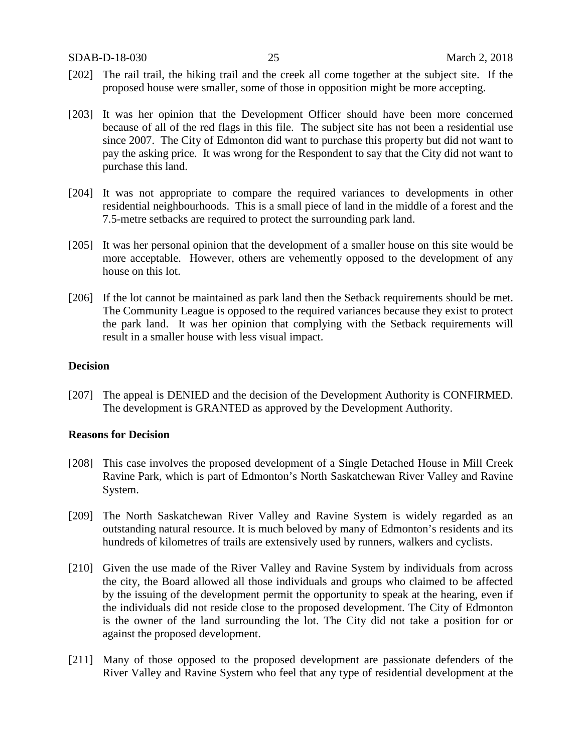[202] The rail trail, the hiking trail and the creek all come together at the subject site. If the proposed house were smaller, some of those in opposition might be more accepting.

[203] It was her opinion that the Development Officer should have been more concerned because of all of the red flags in this file. The subject site has not been a residential use since 2007. The City of Edmonton did want to purchase this property but did not want to pay the asking price. It was wrong for the Respondent to say that the City did not want to purchase this land.

[204] It was not appropriate to compare the required variances to developments in other residential neighbourhoods. This is a small piece of land in the middle of a forest and the 7.5-metre setbacks are required to protect the surrounding park land.

[205] It was her personal opinion that the development of a smaller house on this site would be more acceptable. However, others are vehemently opposed to the development of any house on this lot.

[206] If the lot cannot be maintained as park land then the Setback requirements should be met. The Community League is opposed to the required variances because they exist to protect the park land. It was her opinion that complying with the Setback requirements will result in a smaller house with less visual impact.

**Decision**

[207] The appeal is DENIED and the decision of the Development Authority is CONFIRMED. The development is GRANTED as approved by the Development Authority.

**Reasons for Decision**

[208] This case involves the proposed development of a Single Detached House in Mill Creek Ravine Park, which is part of Edmonton's North Saskatchewan River Valley and Ravine System.

[209] The North Saskatchewan River Valley and Ravine System is widely regarded as an outstanding natural resource. It is much beloved by many of Edmonton's residents and its hundreds of kilometres of trails are extensively used by runners, walkers and cyclists.

[210] Given the use made of the River Valley and Ravine System by individuals from across the city, the Board allowed all those individuals and groups who claimed to be affected by the issuing of the development permit the opportunity to speak at the hearing, even if the individuals did not reside close to the proposed development. The City of Edmonton is the owner of the land surrounding the lot. The City did not take a position for or against the proposed development.

[211] Many of those opposed to the proposed development are passionate defenders of the River Valley and Ravine System who feel that any type of residential development at the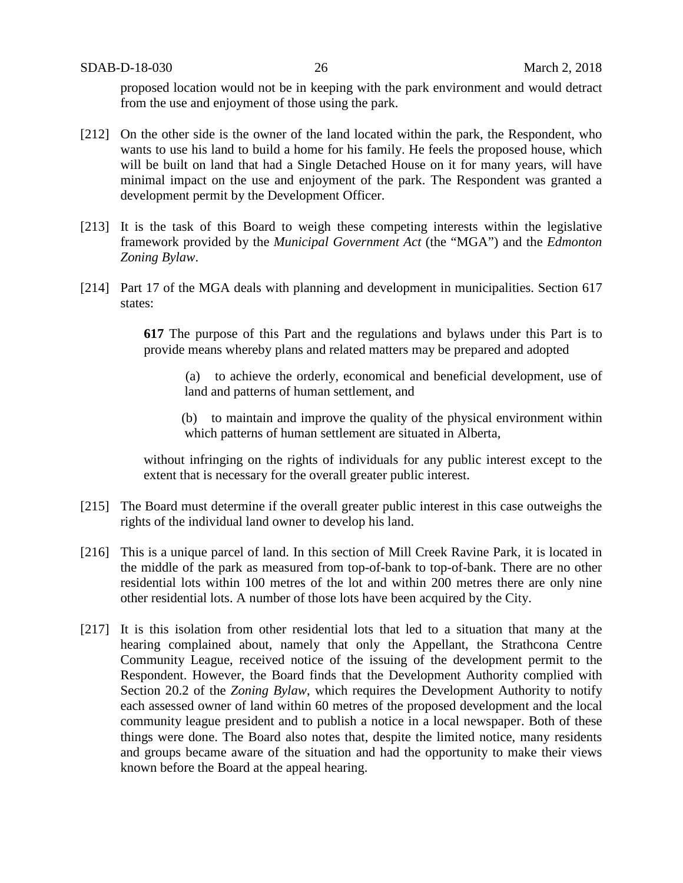proposed location would not be in keeping with the park environment and would detract from the use and enjoyment of those using the park.

[212] On the other side is the owner of the land located within the park, the Respondent, who wants to use his land to build a home for his family. He feels the proposed house, which will be built on land that had a Single Detached House on it for many years, will have minimal impact on the use and enjoyment of the park. The Respondent was granted a development permit by the Development Officer.

[213] It is the task of this Board to weigh these competing interests within the legislative framework provided by the *Municipal Government Act* (the "MGA") and the *Edmonton Zoning Bylaw*.

[214] Part 17 of the MGA deals with planning and development in municipalities. Section 617 states:

> **617** The purpose of this Part and the regulations and bylaws under this Part is to provide means whereby plans and related matters may be prepared and adopted
>
> (a) to achieve the orderly, economical and beneficial development, use of land and patterns of human settlement, and
>
> (b) to maintain and improve the quality of the physical environment within which patterns of human settlement are situated in Alberta,
>
> without infringing on the rights of individuals for any public interest except to the extent that is necessary for the overall greater public interest.

[215] The Board must determine if the overall greater public interest in this case outweighs the rights of the individual land owner to develop his land.

[216] This is a unique parcel of land. In this section of Mill Creek Ravine Park, it is located in the middle of the park as measured from top-of-bank to top-of-bank. There are no other residential lots within 100 metres of the lot and within 200 metres there are only nine other residential lots. A number of those lots have been acquired by the City.

[217] It is this isolation from other residential lots that led to a situation that many at the hearing complained about, namely that only the Appellant, the Strathcona Centre Community League, received notice of the issuing of the development permit to the Respondent. However, the Board finds that the Development Authority complied with Section 20.2 of the *Zoning Bylaw*, which requires the Development Authority to notify each assessed owner of land within 60 metres of the proposed development and the local community league president and to publish a notice in a local newspaper. Both of these things were done. The Board also notes that, despite the limited notice, many residents and groups became aware of the situation and had the opportunity to make their views known before the Board at the appeal hearing.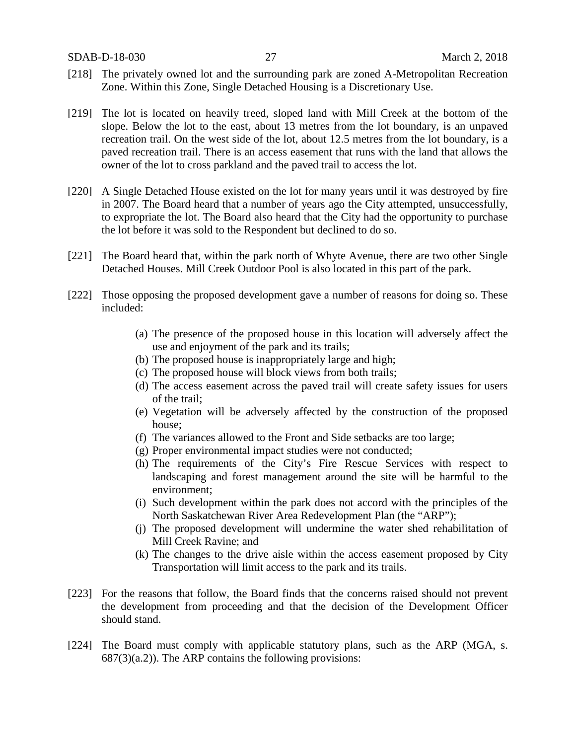[218] The privately owned lot and the surrounding park are zoned A-Metropolitan Recreation Zone. Within this Zone, Single Detached Housing is a Discretionary Use.

[219] The lot is located on heavily treed, sloped land with Mill Creek at the bottom of the slope. Below the lot to the east, about 13 metres from the lot boundary, is an unpaved recreation trail. On the west side of the lot, about 12.5 metres from the lot boundary, is a paved recreation trail. There is an access easement that runs with the land that allows the owner of the lot to cross parkland and the paved trail to access the lot.

[220] A Single Detached House existed on the lot for many years until it was destroyed by fire in 2007. The Board heard that a number of years ago the City attempted, unsuccessfully, to expropriate the lot. The Board also heard that the City had the opportunity to purchase the lot before it was sold to the Respondent but declined to do so.

[221] The Board heard that, within the park north of Whyte Avenue, there are two other Single Detached Houses. Mill Creek Outdoor Pool is also located in this part of the park.

[222] Those opposing the proposed development gave a number of reasons for doing so. These included:

(a) The presence of the proposed house in this location will adversely affect the use and enjoyment of the park and its trails;
(b) The proposed house is inappropriately large and high;
(c) The proposed house will block views from both trails;
(d) The access easement across the paved trail will create safety issues for users of the trail;
(e) Vegetation will be adversely affected by the construction of the proposed house;
(f) The variances allowed to the Front and Side setbacks are too large;
(g) Proper environmental impact studies were not conducted;
(h) The requirements of the City's Fire Rescue Services with respect to landscaping and forest management around the site will be harmful to the environment;
(i) Such development within the park does not accord with the principles of the North Saskatchewan River Area Redevelopment Plan (the "ARP");
(j) The proposed development will undermine the water shed rehabilitation of Mill Creek Ravine; and
(k) The changes to the drive aisle within the access easement proposed by City Transportation will limit access to the park and its trails.

[223] For the reasons that follow, the Board finds that the concerns raised should not prevent the development from proceeding and that the decision of the Development Officer should stand.

[224] The Board must comply with applicable statutory plans, such as the ARP (MGA, s. 687(3)(a.2)). The ARP contains the following provisions: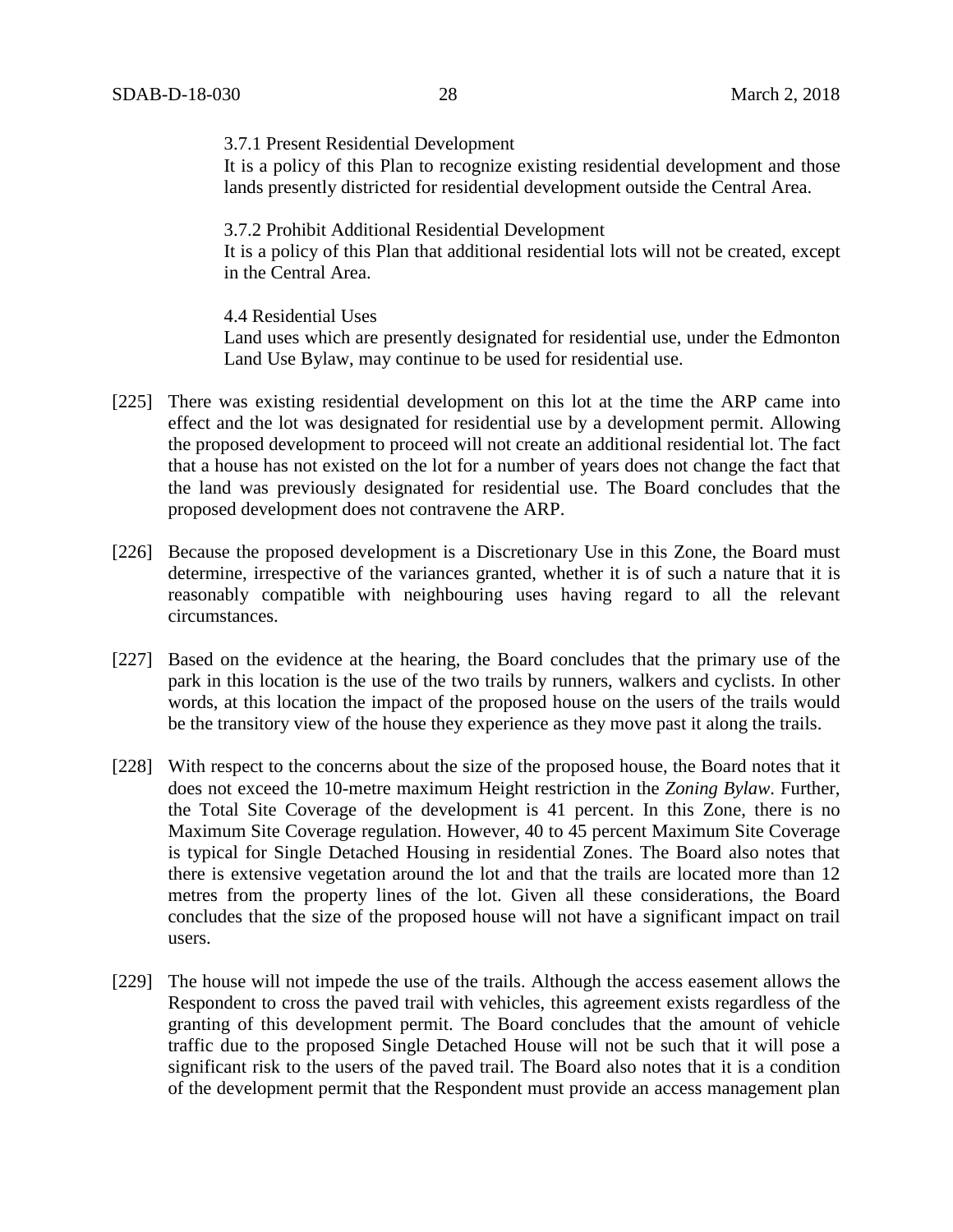3.7.1 Present Residential Development
It is a policy of this Plan to recognize existing residential development and those lands presently districted for residential development outside the Central Area.

3.7.2 Prohibit Additional Residential Development
It is a policy of this Plan that additional residential lots will not be created, except in the Central Area.

4.4 Residential Uses
Land uses which are presently designated for residential use, under the Edmonton Land Use Bylaw, may continue to be used for residential use.

[225] There was existing residential development on this lot at the time the ARP came into effect and the lot was designated for residential use by a development permit. Allowing the proposed development to proceed will not create an additional residential lot. The fact that a house has not existed on the lot for a number of years does not change the fact that the land was previously designated for residential use. The Board concludes that the proposed development does not contravene the ARP.

[226] Because the proposed development is a Discretionary Use in this Zone, the Board must determine, irrespective of the variances granted, whether it is of such a nature that it is reasonably compatible with neighbouring uses having regard to all the relevant circumstances.

[227] Based on the evidence at the hearing, the Board concludes that the primary use of the park in this location is the use of the two trails by runners, walkers and cyclists. In other words, at this location the impact of the proposed house on the users of the trails would be the transitory view of the house they experience as they move past it along the trails.

[228] With respect to the concerns about the size of the proposed house, the Board notes that it does not exceed the 10-metre maximum Height restriction in the *Zoning Bylaw*. Further, the Total Site Coverage of the development is 41 percent. In this Zone, there is no Maximum Site Coverage regulation. However, 40 to 45 percent Maximum Site Coverage is typical for Single Detached Housing in residential Zones. The Board also notes that there is extensive vegetation around the lot and that the trails are located more than 12 metres from the property lines of the lot. Given all these considerations, the Board concludes that the size of the proposed house will not have a significant impact on trail users.

[229] The house will not impede the use of the trails. Although the access easement allows the Respondent to cross the paved trail with vehicles, this agreement exists regardless of the granting of this development permit. The Board concludes that the amount of vehicle traffic due to the proposed Single Detached House will not be such that it will pose a significant risk to the users of the paved trail. The Board also notes that it is a condition of the development permit that the Respondent must provide an access management plan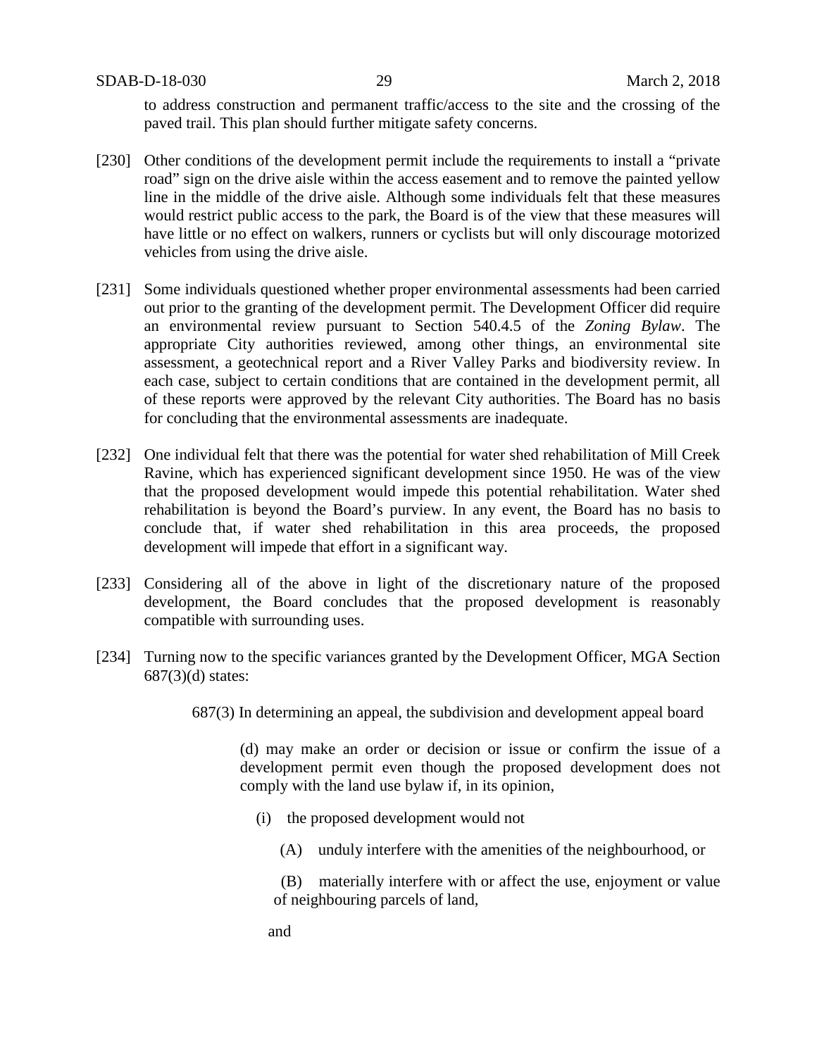to address construction and permanent traffic/access to the site and the crossing of the paved trail. This plan should further mitigate safety concerns.

[230] Other conditions of the development permit include the requirements to install a "private road" sign on the drive aisle within the access easement and to remove the painted yellow line in the middle of the drive aisle. Although some individuals felt that these measures would restrict public access to the park, the Board is of the view that these measures will have little or no effect on walkers, runners or cyclists but will only discourage motorized vehicles from using the drive aisle.

[231] Some individuals questioned whether proper environmental assessments had been carried out prior to the granting of the development permit. The Development Officer did require an environmental review pursuant to Section 540.4.5 of the *Zoning Bylaw*. The appropriate City authorities reviewed, among other things, an environmental site assessment, a geotechnical report and a River Valley Parks and biodiversity review. In each case, subject to certain conditions that are contained in the development permit, all of these reports were approved by the relevant City authorities. The Board has no basis for concluding that the environmental assessments are inadequate.

[232] One individual felt that there was the potential for water shed rehabilitation of Mill Creek Ravine, which has experienced significant development since 1950. He was of the view that the proposed development would impede this potential rehabilitation. Water shed rehabilitation is beyond the Board's purview. In any event, the Board has no basis to conclude that, if water shed rehabilitation in this area proceeds, the proposed development will impede that effort in a significant way.

[233] Considering all of the above in light of the discretionary nature of the proposed development, the Board concludes that the proposed development is reasonably compatible with surrounding uses.

[234] Turning now to the specific variances granted by the Development Officer, MGA Section 687(3)(d) states:

> 687(3) In determining an appeal, the subdivision and development appeal board
>
> > (d) may make an order or decision or issue or confirm the issue of a development permit even though the proposed development does not comply with the land use bylaw if, in its opinion,
> >
> > (i) the proposed development would not
> >
> > (A) unduly interfere with the amenities of the neighbourhood, or
> >
> > (B) materially interfere with or affect the use, enjoyment or value of neighbouring parcels of land,
> >
> > and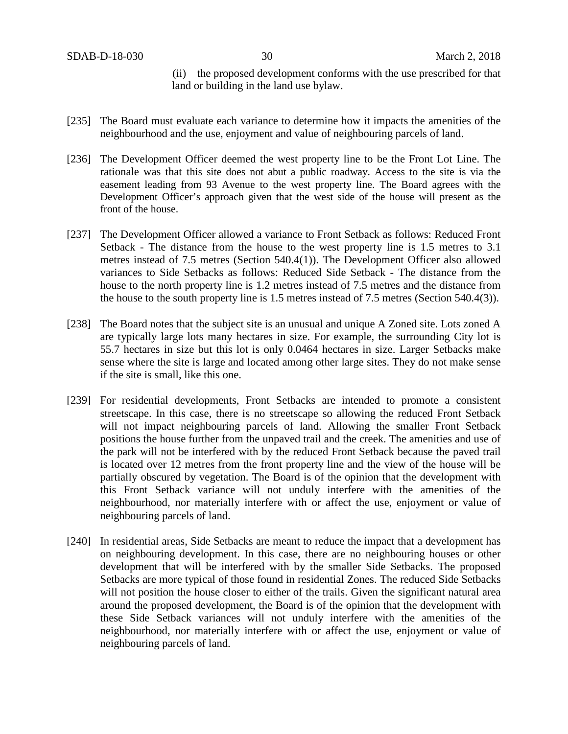(ii) the proposed development conforms with the use prescribed for that land or building in the land use bylaw.

[235] The Board must evaluate each variance to determine how it impacts the amenities of the neighbourhood and the use, enjoyment and value of neighbouring parcels of land.

[236] The Development Officer deemed the west property line to be the Front Lot Line. The rationale was that this site does not abut a public roadway. Access to the site is via the easement leading from 93 Avenue to the west property line. The Board agrees with the Development Officer's approach given that the west side of the house will present as the front of the house.

[237] The Development Officer allowed a variance to Front Setback as follows: Reduced Front Setback - The distance from the house to the west property line is 1.5 metres to 3.1 metres instead of 7.5 metres (Section 540.4(1)). The Development Officer also allowed variances to Side Setbacks as follows: Reduced Side Setback - The distance from the house to the north property line is 1.2 metres instead of 7.5 metres and the distance from the house to the south property line is 1.5 metres instead of 7.5 metres (Section 540.4(3)).

[238] The Board notes that the subject site is an unusual and unique A Zoned site. Lots zoned A are typically large lots many hectares in size. For example, the surrounding City lot is 55.7 hectares in size but this lot is only 0.0464 hectares in size. Larger Setbacks make sense where the site is large and located among other large sites. They do not make sense if the site is small, like this one.

[239] For residential developments, Front Setbacks are intended to promote a consistent streetscape. In this case, there is no streetscape so allowing the reduced Front Setback will not impact neighbouring parcels of land. Allowing the smaller Front Setback positions the house further from the unpaved trail and the creek. The amenities and use of the park will not be interfered with by the reduced Front Setback because the paved trail is located over 12 metres from the front property line and the view of the house will be partially obscured by vegetation. The Board is of the opinion that the development with this Front Setback variance will not unduly interfere with the amenities of the neighbourhood, nor materially interfere with or affect the use, enjoyment or value of neighbouring parcels of land.

[240] In residential areas, Side Setbacks are meant to reduce the impact that a development has on neighbouring development. In this case, there are no neighbouring houses or other development that will be interfered with by the smaller Side Setbacks. The proposed Setbacks are more typical of those found in residential Zones. The reduced Side Setbacks will not position the house closer to either of the trails. Given the significant natural area around the proposed development, the Board is of the opinion that the development with these Side Setback variances will not unduly interfere with the amenities of the neighbourhood, nor materially interfere with or affect the use, enjoyment or value of neighbouring parcels of land.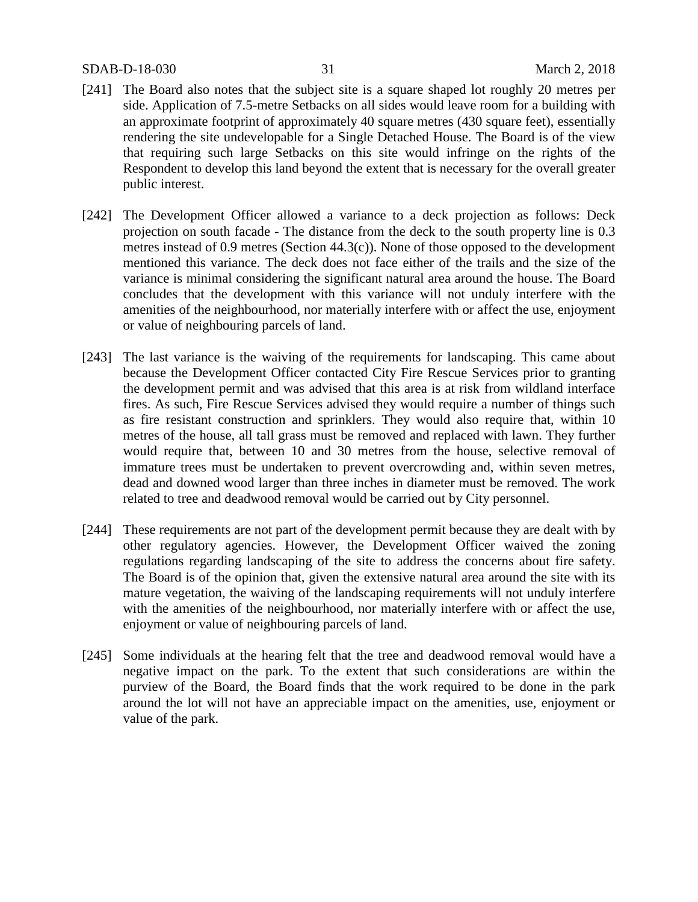[241] The Board also notes that the subject site is a square shaped lot roughly 20 metres per side. Application of 7.5-metre Setbacks on all sides would leave room for a building with an approximate footprint of approximately 40 square metres (430 square feet), essentially rendering the site undevelopable for a Single Detached House. The Board is of the view that requiring such large Setbacks on this site would infringe on the rights of the Respondent to develop this land beyond the extent that is necessary for the overall greater public interest.

[242] The Development Officer allowed a variance to a deck projection as follows: Deck projection on south facade - The distance from the deck to the south property line is 0.3 metres instead of 0.9 metres (Section 44.3(c)). None of those opposed to the development mentioned this variance. The deck does not face either of the trails and the size of the variance is minimal considering the significant natural area around the house. The Board concludes that the development with this variance will not unduly interfere with the amenities of the neighbourhood, nor materially interfere with or affect the use, enjoyment or value of neighbouring parcels of land.

[243] The last variance is the waiving of the requirements for landscaping. This came about because the Development Officer contacted City Fire Rescue Services prior to granting the development permit and was advised that this area is at risk from wildland interface fires. As such, Fire Rescue Services advised they would require a number of things such as fire resistant construction and sprinklers. They would also require that, within 10 metres of the house, all tall grass must be removed and replaced with lawn. They further would require that, between 10 and 30 metres from the house, selective removal of immature trees must be undertaken to prevent overcrowding and, within seven metres, dead and downed wood larger than three inches in diameter must be removed. The work related to tree and deadwood removal would be carried out by City personnel.

[244] These requirements are not part of the development permit because they are dealt with by other regulatory agencies. However, the Development Officer waived the zoning regulations regarding landscaping of the site to address the concerns about fire safety. The Board is of the opinion that, given the extensive natural area around the site with its mature vegetation, the waiving of the landscaping requirements will not unduly interfere with the amenities of the neighbourhood, nor materially interfere with or affect the use, enjoyment or value of neighbouring parcels of land.

[245] Some individuals at the hearing felt that the tree and deadwood removal would have a negative impact on the park. To the extent that such considerations are within the purview of the Board, the Board finds that the work required to be done in the park around the lot will not have an appreciable impact on the amenities, use, enjoyment or value of the park.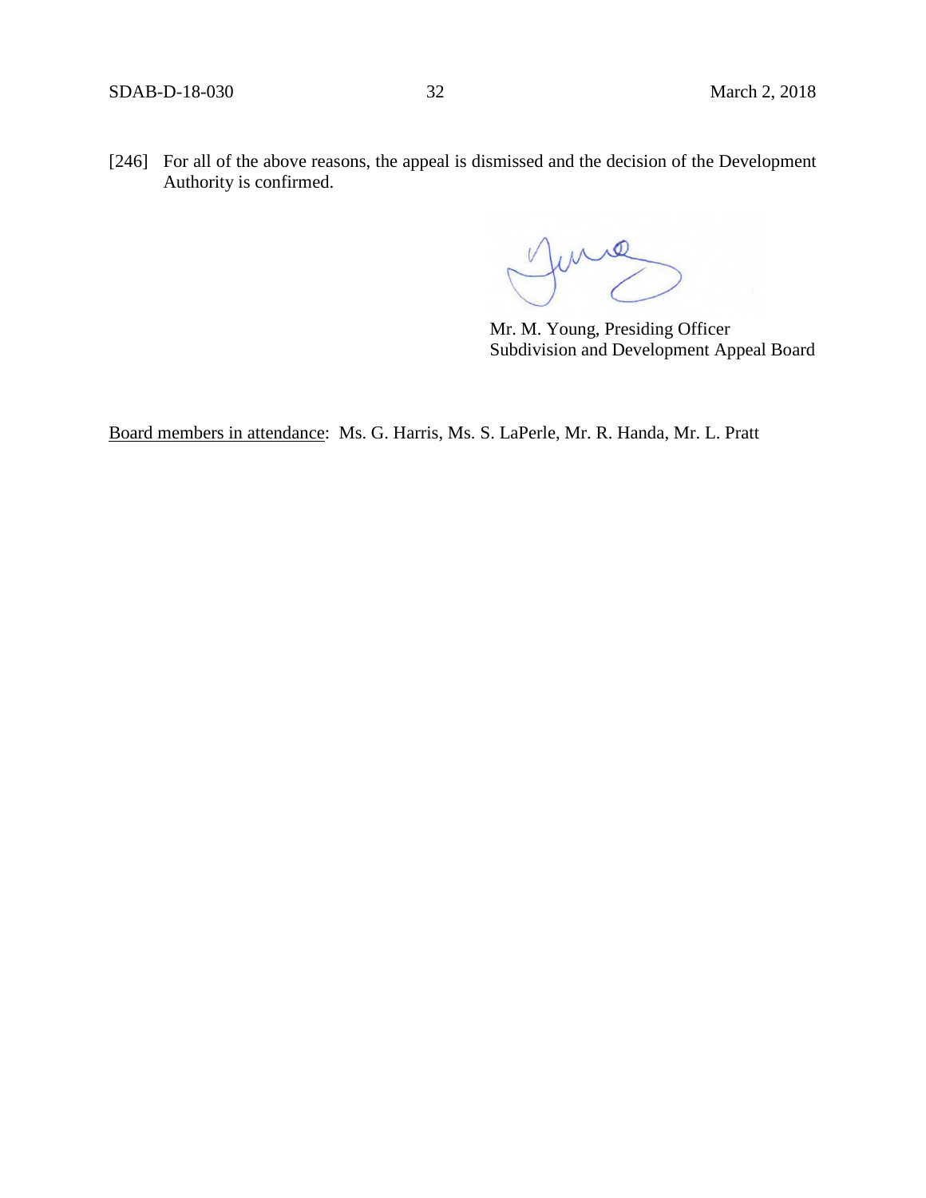[246] For all of the above reasons, the appeal is dismissed and the decision of the Development Authority is confirmed.

Mr. M. Young, Presiding Officer
Subdivision and Development Appeal Board

Board members in attendance: Ms. G. Harris, Ms. S. LaPerle, Mr. R. Handa, Mr. L. Pratt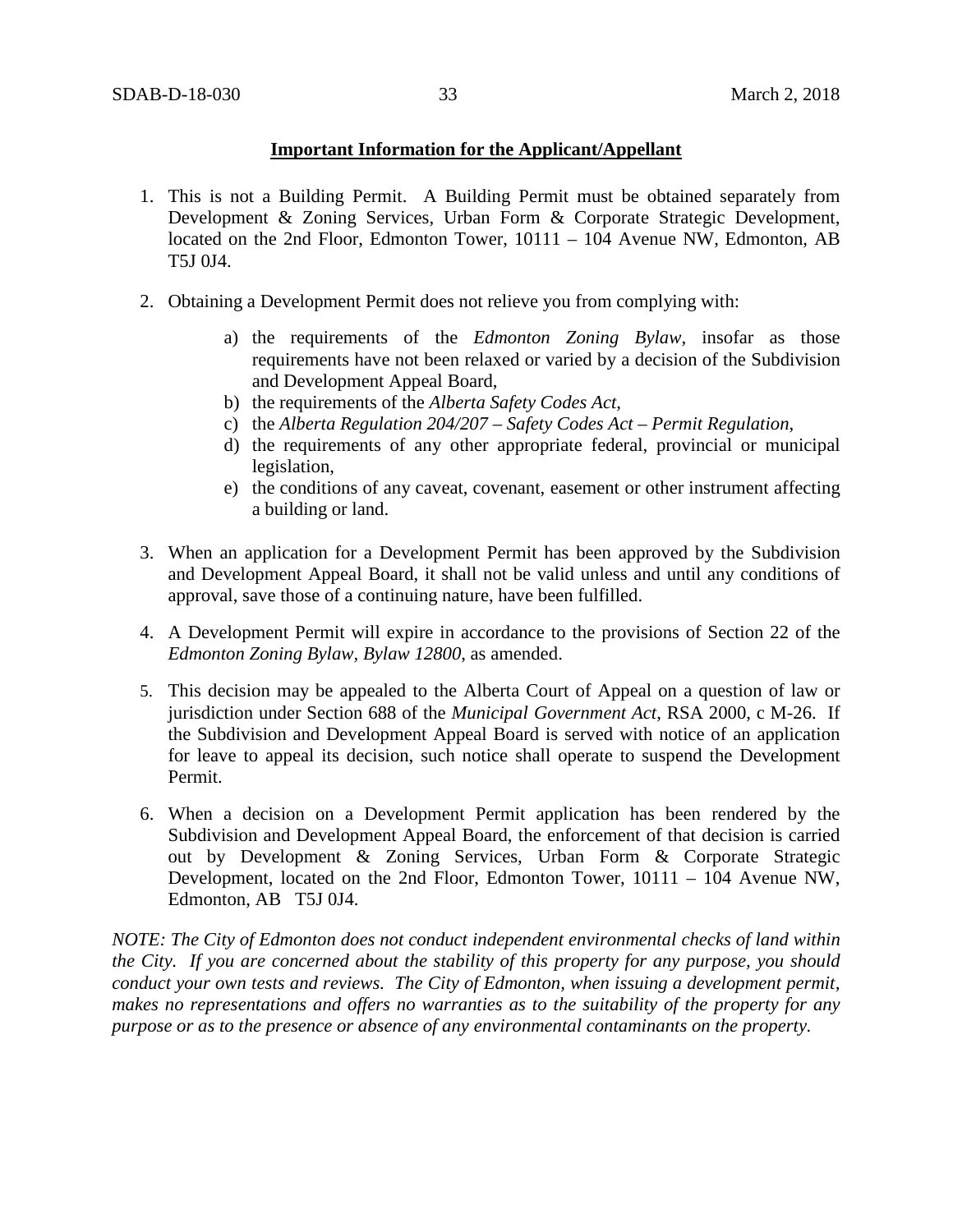**Important Information for the Applicant/Appellant**

1. This is not a Building Permit. A Building Permit must be obtained separately from Development & Zoning Services, Urban Form & Corporate Strategic Development, located on the 2nd Floor, Edmonton Tower, 10111 – 104 Avenue NW, Edmonton, AB T5J 0J4.

2. Obtaining a Development Permit does not relieve you from complying with:

    a) the requirements of the *Edmonton Zoning Bylaw*, insofar as those requirements have not been relaxed or varied by a decision of the Subdivision and Development Appeal Board,
    b) the requirements of the *Alberta Safety Codes Act*,
    c) the *Alberta Regulation 204/207 – Safety Codes Act – Permit Regulation*,
    d) the requirements of any other appropriate federal, provincial or municipal legislation,
    e) the conditions of any caveat, covenant, easement or other instrument affecting a building or land.

3. When an application for a Development Permit has been approved by the Subdivision and Development Appeal Board, it shall not be valid unless and until any conditions of approval, save those of a continuing nature, have been fulfilled.

4. A Development Permit will expire in accordance to the provisions of Section 22 of the *Edmonton Zoning Bylaw, Bylaw 12800*, as amended.

5. This decision may be appealed to the Alberta Court of Appeal on a question of law or jurisdiction under Section 688 of the *Municipal Government Act*, RSA 2000, c M-26. If the Subdivision and Development Appeal Board is served with notice of an application for leave to appeal its decision, such notice shall operate to suspend the Development Permit.

6. When a decision on a Development Permit application has been rendered by the Subdivision and Development Appeal Board, the enforcement of that decision is carried out by Development & Zoning Services, Urban Form & Corporate Strategic Development, located on the 2nd Floor, Edmonton Tower, 10111 – 104 Avenue NW, Edmonton, AB T5J 0J4.

*NOTE: The City of Edmonton does not conduct independent environmental checks of land within the City. If you are concerned about the stability of this property for any purpose, you should conduct your own tests and reviews. The City of Edmonton, when issuing a development permit, makes no representations and offers no warranties as to the suitability of the property for any purpose or as to the presence or absence of any environmental contaminants on the property.*